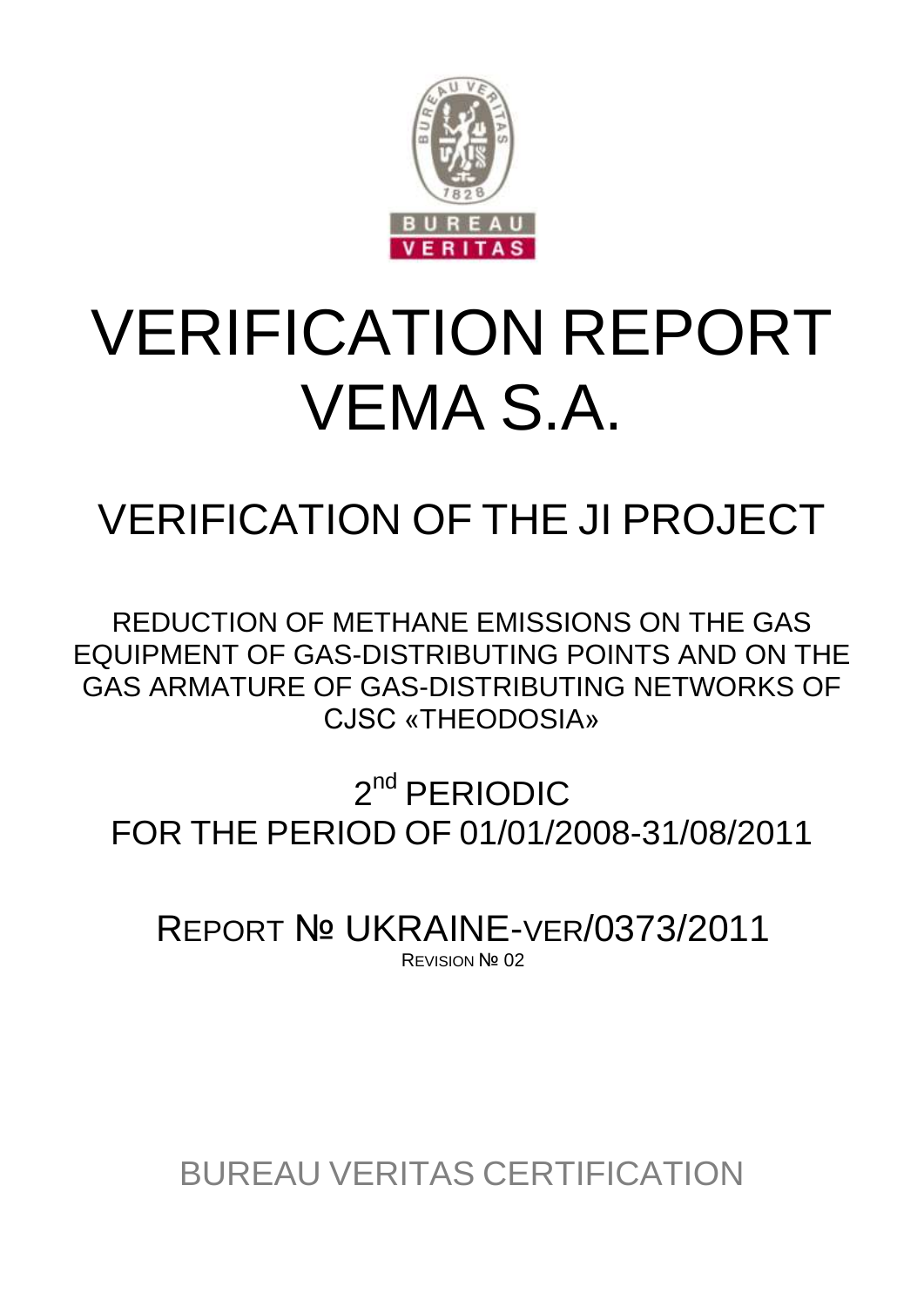# VERIFICATION REPORT VEMA S.A.

## VERIFICATION OF THE JI PROJECT

REDUCTION OF METHANE EMISSIONS ON THE GAS EQUIPMENT OF GAS-DISTRIBUTING POINTS AND ON THE GAS ARMATURE OF GAS-DISTRIBUTING NETWORKS OF CJSC «THEODOSIA»

## 2nd PERIODIC FOR THE PERIOD OF 01/01/2008-31/08/2011

## REPORT № UKRAINE-VER/0373/2011

REVISION № 02

BUREAU VERITAS CERTIFICATION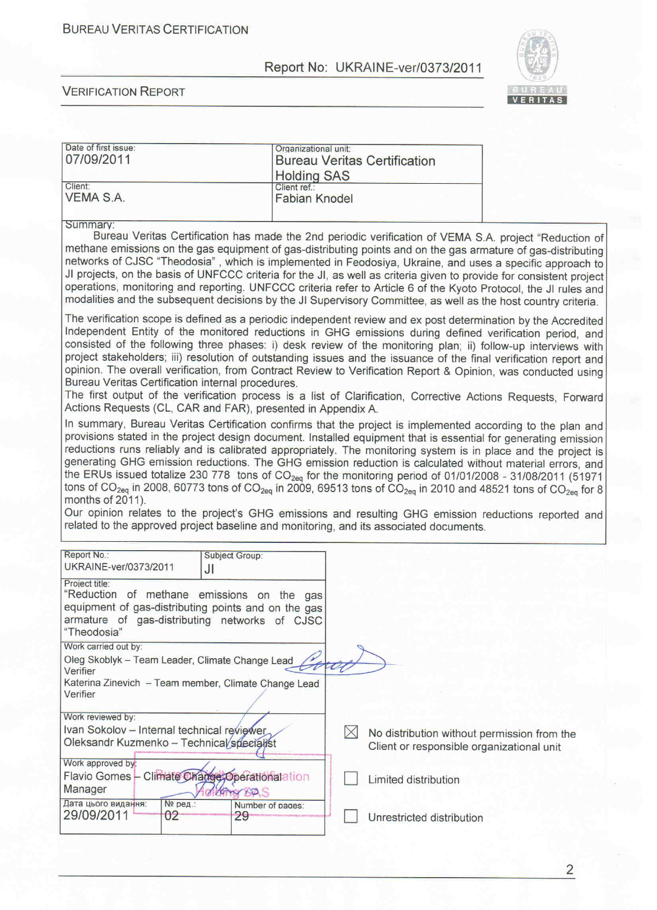BUREAU VERITAS CERTIFICATION

Report No: UKRAINE-ver/0373/2011

VERIFICATION REPORT

| Date of first issue: 07/09/2011 | Organizational unit: Bureau Veritas Certification Holding SAS |
|---|---|
| Client: VEMA S.A. | Client ref.: Fabian Knodel |

**Summary:**

Bureau Veritas Certification has made the 2nd periodic verification of VEMA S.A. project "Reduction of methane emissions on the gas equipment of gas-distributing points and on the gas armature of gas-distributing networks of CJSC "Theodosia" , which is implemented in Feodosiya, Ukraine, and uses a specific approach to JI projects, on the basis of UNFCCC criteria for the JI, as well as criteria given to provide for consistent project operations, monitoring and reporting. UNFCCC criteria refer to Article 6 of the Kyoto Protocol, the JI rules and modalities and the subsequent decisions by the JI Supervisory Committee, as well as the host country criteria.

The verification scope is defined as a periodic independent review and ex post determination by the Accredited Independent Entity of the monitored reductions in GHG emissions during defined verification period, and consisted of the following three phases: i) desk review of the monitoring plan; ii) follow-up interviews with project stakeholders; iii) resolution of outstanding issues and the issuance of the final verification report and opinion. The overall verification, from Contract Review to Verification Report & Opinion, was conducted using Bureau Veritas Certification internal procedures.

The first output of the verification process is a list of Clarification, Corrective Actions Requests, Forward Actions Requests (CL, CAR and FAR), presented in Appendix A.

In summary, Bureau Veritas Certification confirms that the project is implemented according to the plan and provisions stated in the project design document. Installed equipment that is essential for generating emission reductions runs reliably and is calibrated appropriately. The monitoring system is in place and the project is generating GHG emission reductions. The GHG emission reduction is calculated without material errors, and the ERUs issued totalize 230 778 tons of $CO_{2eq}$ for the monitoring period of 01/01/2008 - 31/08/2011 (51971 tons of $CO_{2eq}$ in 2008, 60773 tons of $CO_{2eq}$ in 2009, 69513 tons of $CO_{2eq}$ in 2010 and 48521 tons of $CO_{2eq}$ for 8 months of 2011).

Our opinion relates to the project's GHG emissions and resulting GHG emission reductions reported and related to the approved project baseline and monitoring, and its associated documents.

| Report No.: UKRAINE-ver/0373/2011 | Subject Group: JI | |
|---|---|---|
| Project title: "Reduction of methane emissions on the gas equipment of gas-distributing points and on the gas armature of gas-distributing networks of CJSC "Theodosia" | | |
| Work carried out by: Oleg Skoblyk – Team Leader, Climate Change Lead Verifier; Katerina Zinevich – Team member, Climate Change Lead Verifier | | |
| Work reviewed by: Ivan Sokolov – Internal technical reviewer; Oleksandr Kuzmenko – Technical specialist | | |
| Work approved by: Flavio Gomes – Climate Change Operational Manager | | |
| Дата цього видання: 29/09/2011 | № ред.: 02 | Number of pages: 29 |

- [x] No distribution without permission from the Client or responsible organizational unit
- [ ] Limited distribution
- [ ] Unrestricted distribution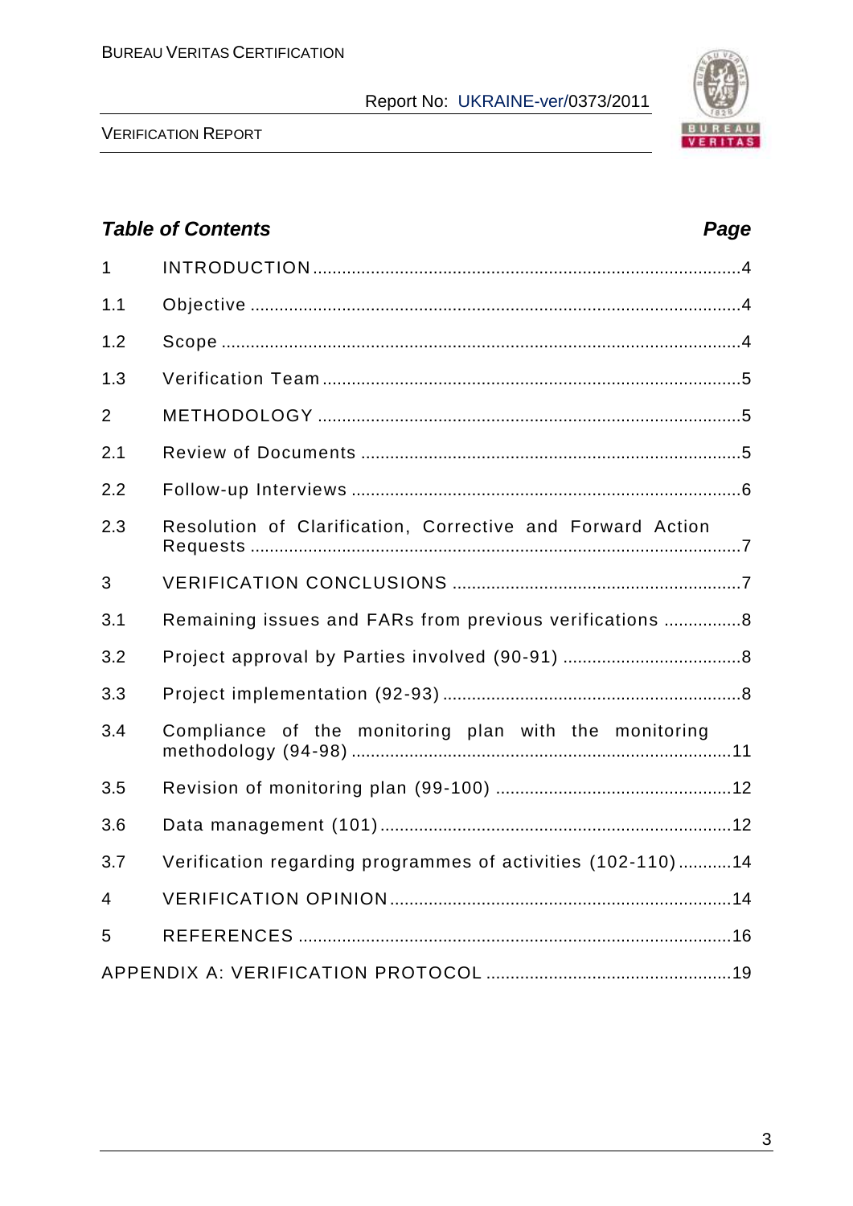***Table of Contents*** ***Page***

| | | |
|---|---|---|
| 1 | INTRODUCTION | 4 |
| 1.1 | Objective | 4 |
| 1.2 | Scope | 4 |
| 1.3 | Verification Team | 5 |
| 2 | METHODOLOGY | 5 |
| 2.1 | Review of Documents | 5 |
| 2.2 | Follow-up Interviews | 6 |
| 2.3 | Resolution of Clarification, Corrective and Forward Action Requests | 7 |
| 3 | VERIFICATION CONCLUSIONS | 7 |
| 3.1 | Remaining issues and FARs from previous verifications | 8 |
| 3.2 | Project approval by Parties involved (90-91) | 8 |
| 3.3 | Project implementation (92-93) | 8 |
| 3.4 | Compliance of the monitoring plan with the monitoring methodology (94-98) | 11 |
| 3.5 | Revision of monitoring plan (99-100) | 12 |
| 3.6 | Data management (101) | 12 |
| 3.7 | Verification regarding programmes of activities (102-110) | 14 |
| 4 | VERIFICATION OPINION | 14 |
| 5 | REFERENCES | 16 |
| | APPENDIX A: VERIFICATION PROTOCOL | 19 |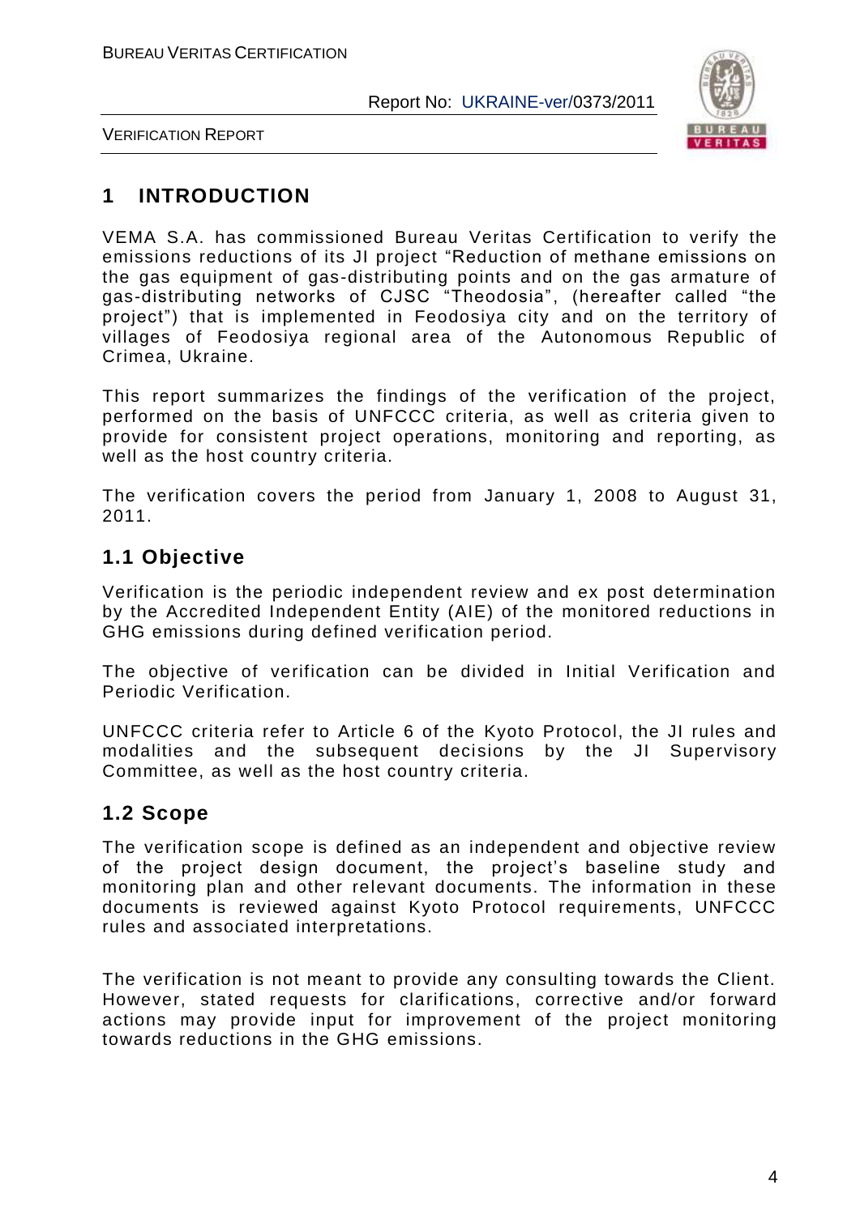# 1 INTRODUCTION

VEMA S.A. has commissioned Bureau Veritas Certification to verify the emissions reductions of its JI project "Reduction of methane emissions on the gas equipment of gas-distributing points and on the gas armature of gas-distributing networks of CJSC "Theodosia", (hereafter called "the project") that is implemented in Feodosiya city and on the territory of villages of Feodosiya regional area of the Autonomous Republic of Crimea, Ukraine.

This report summarizes the findings of the verification of the project, performed on the basis of UNFCCC criteria, as well as criteria given to provide for consistent project operations, monitoring and reporting, as well as the host country criteria.

The verification covers the period from January 1, 2008 to August 31, 2011.

## 1.1 Objective

Verification is the periodic independent review and ex post determination by the Accredited Independent Entity (AIE) of the monitored reductions in GHG emissions during defined verification period.

The objective of verification can be divided in Initial Verification and Periodic Verification.

UNFCCC criteria refer to Article 6 of the Kyoto Protocol, the JI rules and modalities and the subsequent decisions by the JI Supervisory Committee, as well as the host country criteria.

## 1.2 Scope

The verification scope is defined as an independent and objective review of the project design document, the project's baseline study and monitoring plan and other relevant documents. The information in these documents is reviewed against Kyoto Protocol requirements, UNFCCC rules and associated interpretations.

The verification is not meant to provide any consulting towards the Client. However, stated requests for clarifications, corrective and/or forward actions may provide input for improvement of the project monitoring towards reductions in the GHG emissions.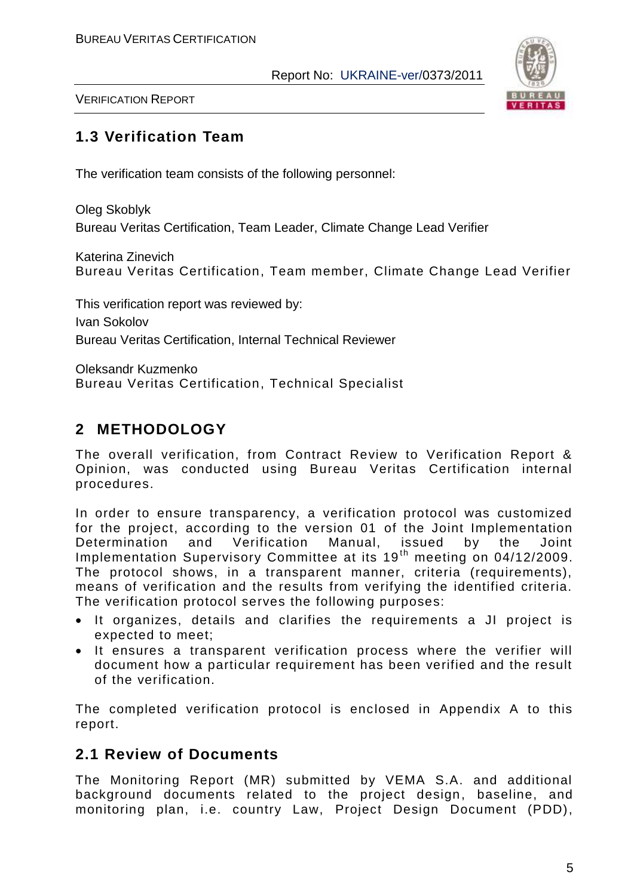## 1.3 Verification Team

The verification team consists of the following personnel:

Oleg Skoblyk
Bureau Veritas Certification, Team Leader, Climate Change Lead Verifier

Katerina Zinevich
Bureau Veritas Certification, Team member, Climate Change Lead Verifier

This verification report was reviewed by:
Ivan Sokolov
Bureau Veritas Certification, Internal Technical Reviewer

Oleksandr Kuzmenko
Bureau Veritas Certification, Technical Specialist

# 2 METHODOLOGY

The overall verification, from Contract Review to Verification Report & Opinion, was conducted using Bureau Veritas Certification internal procedures.

In order to ensure transparency, a verification protocol was customized for the project, according to the version 01 of the Joint Implementation Determination and Verification Manual, issued by the Joint Implementation Supervisory Committee at its 19th meeting on 04/12/2009. The protocol shows, in a transparent manner, criteria (requirements), means of verification and the results from verifying the identified criteria. The verification protocol serves the following purposes:

- It organizes, details and clarifies the requirements a JI project is expected to meet;
- It ensures a transparent verification process where the verifier will document how a particular requirement has been verified and the result of the verification.

The completed verification protocol is enclosed in Appendix A to this report.

## 2.1 Review of Documents

The Monitoring Report (MR) submitted by VEMA S.A. and additional background documents related to the project design, baseline, and monitoring plan, i.e. country Law, Project Design Document (PDD),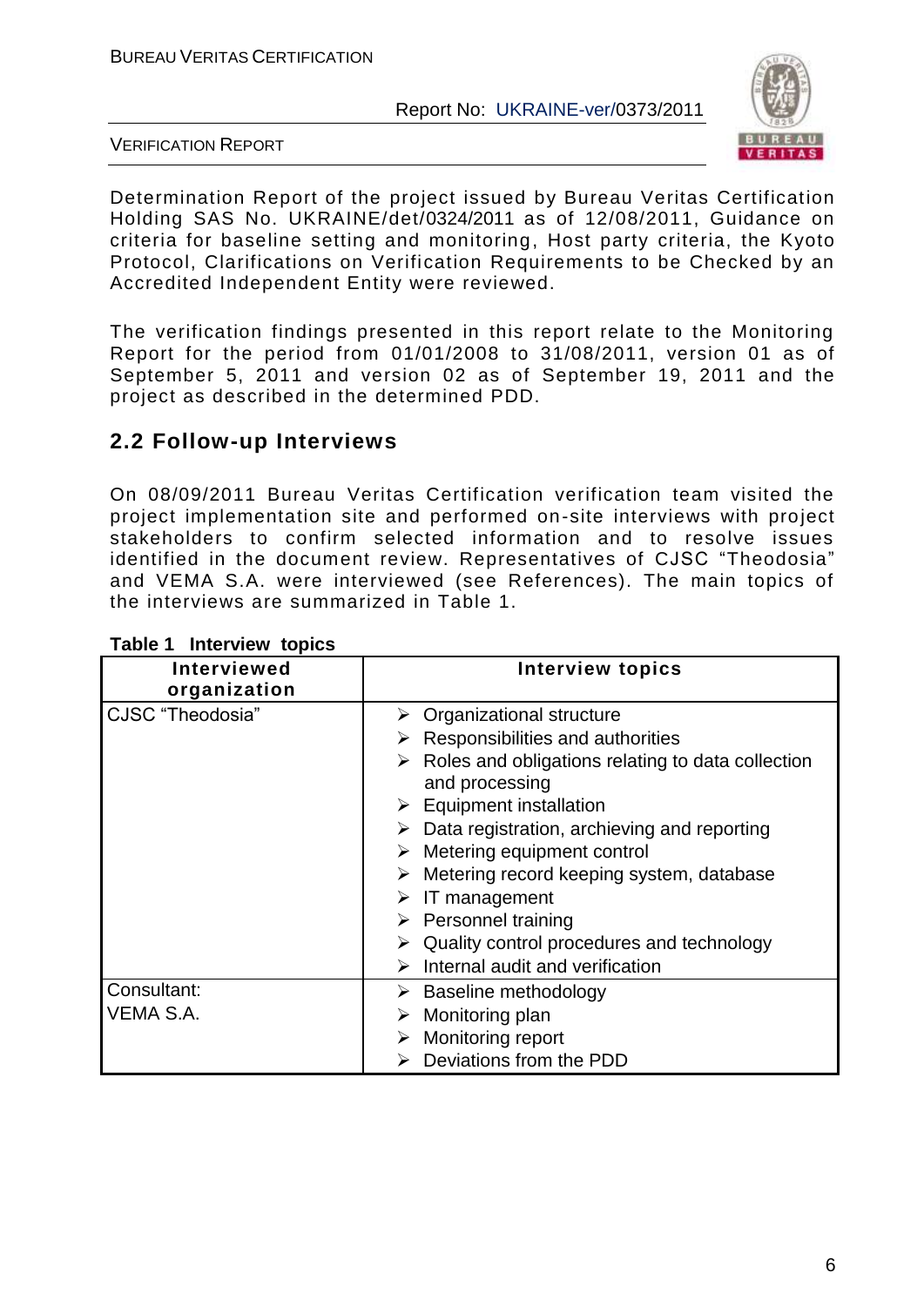Determination Report of the project issued by Bureau Veritas Certification Holding SAS No. UKRAINE/det/0324/2011 as of 12/08/2011, Guidance on criteria for baseline setting and monitoring, Host party criteria, the Kyoto Protocol, Clarifications on Verification Requirements to be Checked by an Accredited Independent Entity were reviewed.

The verification findings presented in this report relate to the Monitoring Report for the period from 01/01/2008 to 31/08/2011, version 01 as of September 5, 2011 and version 02 as of September 19, 2011 and the project as described in the determined PDD.

## 2.2 Follow-up Interviews

On 08/09/2011 Bureau Veritas Certification verification team visited the project implementation site and performed on-site interviews with project stakeholders to confirm selected information and to resolve issues identified in the document review. Representatives of CJSC "Theodosia" and VEMA S.A. were interviewed (see References). The main topics of the interviews are summarized in Table 1.

**Table 1 Interview topics**

| Interviewed organization | Interview topics |
|---|---|
| CJSC "Theodosia" | ➢ Organizational structure<br>➢ Responsibilities and authorities<br>➢ Roles and obligations relating to data collection and processing<br>➢ Equipment installation<br>➢ Data registration, archieving and reporting<br>➢ Metering equipment control<br>➢ Metering record keeping system, database<br>➢ IT management<br>➢ Personnel training<br>➢ Quality control procedures and technology<br>➢ Internal audit and verification |
| Consultant: VEMA S.A. | ➢ Baseline methodology<br>➢ Monitoring plan<br>➢ Monitoring report<br>➢ Deviations from the PDD |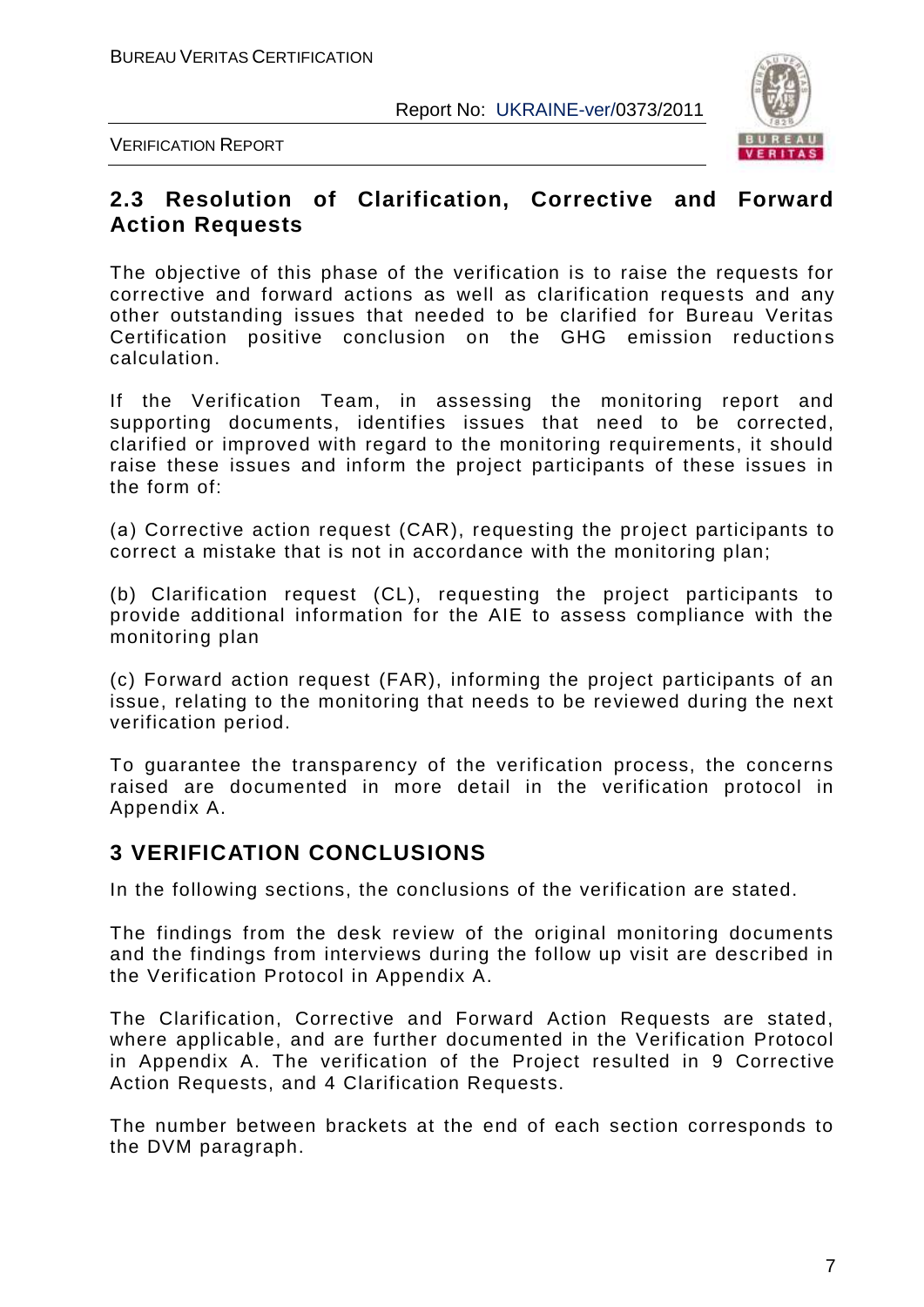## 2.3 Resolution of Clarification, Corrective and Forward Action Requests

The objective of this phase of the verification is to raise the requests for corrective and forward actions as well as clarification requests and any other outstanding issues that needed to be clarified for Bureau Veritas Certification positive conclusion on the GHG emission reductions calculation.

If the Verification Team, in assessing the monitoring report and supporting documents, identifies issues that need to be corrected, clarified or improved with regard to the monitoring requirements, it should raise these issues and inform the project participants of these issues in the form of:

(a) Corrective action request (CAR), requesting the project participants to correct a mistake that is not in accordance with the monitoring plan;

(b) Clarification request (CL), requesting the project participants to provide additional information for the AIE to assess compliance with the monitoring plan

(c) Forward action request (FAR), informing the project participants of an issue, relating to the monitoring that needs to be reviewed during the next verification period.

To guarantee the transparency of the verification process, the concerns raised are documented in more detail in the verification protocol in Appendix A.

# 3 VERIFICATION CONCLUSIONS

In the following sections, the conclusions of the verification are stated.

The findings from the desk review of the original monitoring documents and the findings from interviews during the follow up visit are described in the Verification Protocol in Appendix A.

The Clarification, Corrective and Forward Action Requests are stated, where applicable, and are further documented in the Verification Protocol in Appendix A. The verification of the Project resulted in 9 Corrective Action Requests, and 4 Clarification Requests.

The number between brackets at the end of each section corresponds to the DVM paragraph.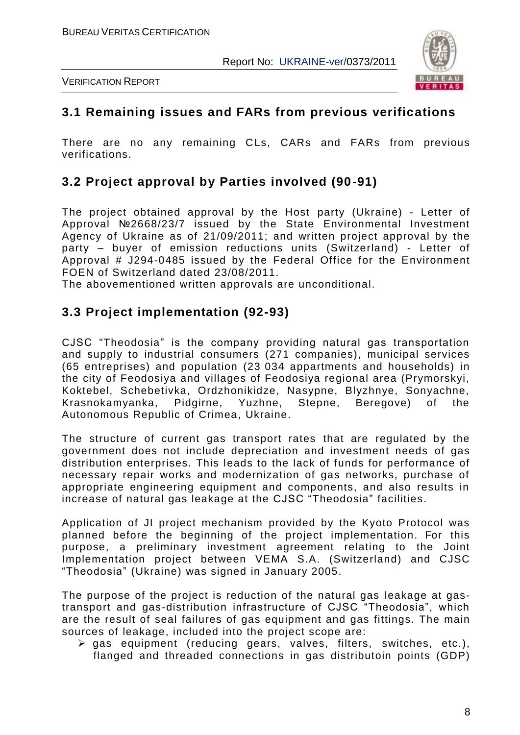## 3.1 Remaining issues and FARs from previous verifications

There are no any remaining CLs, CARs and FARs from previous verifications.

## 3.2 Project approval by Parties involved (90-91)

The project obtained approval by the Host party (Ukraine) - Letter of Approval №2668/23/7 issued by the State Environmental Investment Agency of Ukraine as of 21/09/2011; and written project approval by the party – buyer of emission reductions units (Switzerland) - Letter of Approval # J294-0485 issued by the Federal Office for the Environment FOEN of Switzerland dated 23/08/2011.
The abovementioned written approvals are unconditional.

## 3.3 Project implementation (92-93)

CJSC "Theodosia" is the company providing natural gas transportation and supply to industrial consumers (271 companies), municipal services (65 entreprises) and population (23 034 appartments and households) in the city of Feodosiya and villages of Feodosiya regional area (Prymorskyi, Koktebel, Schebetivka, Ordzhonikidze, Nasypne, Blyzhnye, Sonyachne, Krasnokamyanka, Pidgirne, Yuzhne, Stepne, Beregove) of the Autonomous Republic of Crimea, Ukraine.

The structure of current gas transport rates that are regulated by the government does not include depreciation and investment needs of gas distribution enterprises. This leads to the lack of funds for performance of necessary repair works and modernization of gas networks, purchase of appropriate engineering equipment and components, and also results in increase of natural gas leakage at the CJSC "Theodosia" facilities.

Application of JI project mechanism provided by the Kyoto Protocol was planned before the beginning of the project implementation. For this purpose, a preliminary investment agreement relating to the Joint Implementation project between VEMA S.A. (Switzerland) and CJSC "Theodosia" (Ukraine) was signed in January 2005.

The purpose of the project is reduction of the natural gas leakage at gas-transport and gas-distribution infrastructure of CJSC "Theodosia", which are the result of seal failures of gas equipment and gas fittings. The main sources of leakage, included into the project scope are:

- gas equipment (reducing gears, valves, filters, switches, etc.), flanged and threaded connections in gas distributoin points (GDP)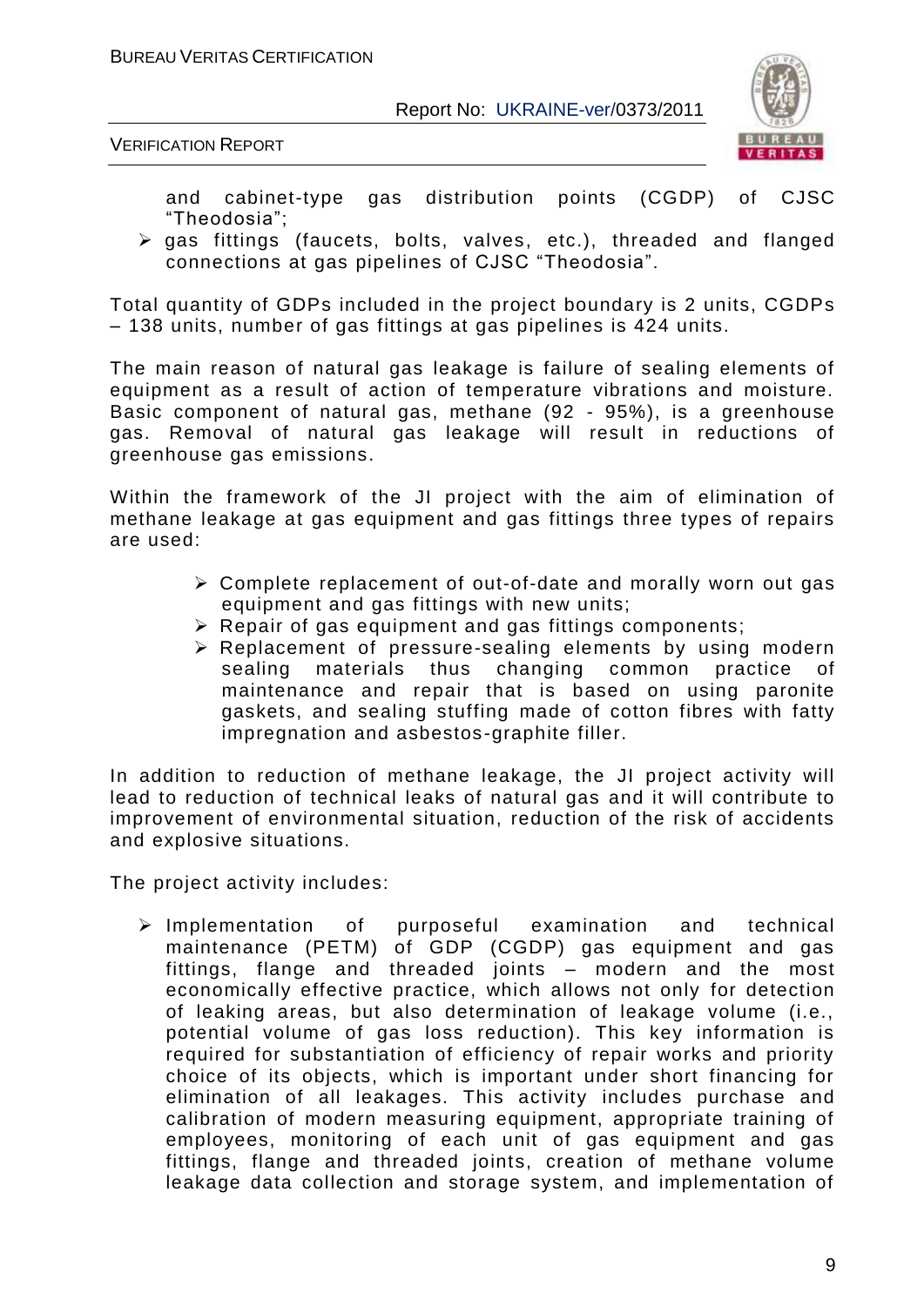and cabinet-type gas distribution points (CGDP) of CJSC "Theodosia";
- gas fittings (faucets, bolts, valves, etc.), threaded and flanged connections at gas pipelines of CJSC "Theodosia".

Total quantity of GDPs included in the project boundary is 2 units, CGDPs – 138 units, number of gas fittings at gas pipelines is 424 units.

The main reason of natural gas leakage is failure of sealing elements of equipment as a result of action of temperature vibrations and moisture. Basic component of natural gas, methane (92 - 95%), is a greenhouse gas. Removal of natural gas leakage will result in reductions of greenhouse gas emissions.

Within the framework of the JI project with the aim of elimination of methane leakage at gas equipment and gas fittings three types of repairs are used:

- Complete replacement of out-of-date and morally worn out gas equipment and gas fittings with new units;
- Repair of gas equipment and gas fittings components;
- Replacement of pressure-sealing elements by using modern sealing materials thus changing common practice of maintenance and repair that is based on using paronite gaskets, and sealing stuffing made of cotton fibres with fatty impregnation and asbestos-graphite filler.

In addition to reduction of methane leakage, the JI project activity will lead to reduction of technical leaks of natural gas and it will contribute to improvement of environmental situation, reduction of the risk of accidents and explosive situations.

The project activity includes:

- Implementation of purposeful examination and technical maintenance (PETM) of GDP (CGDP) gas equipment and gas fittings, flange and threaded joints – modern and the most economically effective practice, which allows not only for detection of leaking areas, but also determination of leakage volume (i.e., potential volume of gas loss reduction). This key information is required for substantiation of efficiency of repair works and priority choice of its objects, which is important under short financing for elimination of all leakages. This activity includes purchase and calibration of modern measuring equipment, appropriate training of employees, monitoring of each unit of gas equipment and gas fittings, flange and threaded joints, creation of methane volume leakage data collection and storage system, and implementation of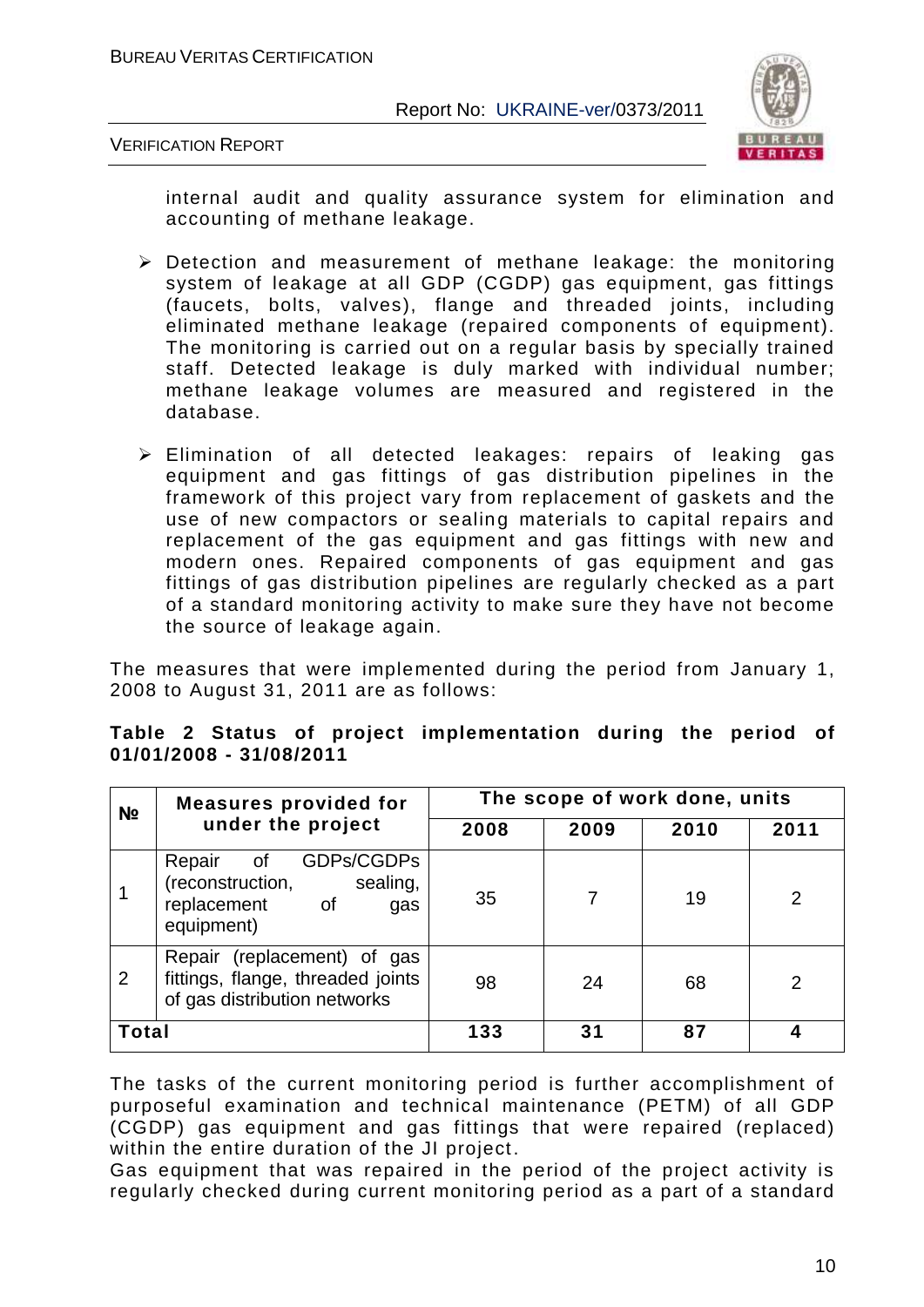internal audit and quality assurance system for elimination and accounting of methane leakage.

- Detection and measurement of methane leakage: the monitoring system of leakage at all GDP (CGDP) gas equipment, gas fittings (faucets, bolts, valves), flange and threaded joints, including eliminated methane leakage (repaired components of equipment). The monitoring is carried out on a regular basis by specially trained staff. Detected leakage is duly marked with individual number; methane leakage volumes are measured and registered in the database.

- Elimination of all detected leakages: repairs of leaking gas equipment and gas fittings of gas distribution pipelines in the framework of this project vary from replacement of gaskets and the use of new compactors or sealing materials to capital repairs and replacement of the gas equipment and gas fittings with new and modern ones. Repaired components of gas equipment and gas fittings of gas distribution pipelines are regularly checked as a part of a standard monitoring activity to make sure they have not become the source of leakage again.

The measures that were implemented during the period from January 1, 2008 to August 31, 2011 are as follows:

**Table 2 Status of project implementation during the period of 01/01/2008 - 31/08/2011**

| № | Measures provided for under the project | The scope of work done, units | | | |
|---|---|---|---|---|---|
| | | **2008** | **2009** | **2010** | **2011** |
| 1 | Repair of GDPs/CGDPs (reconstruction, sealing, replacement of gas equipment) | 35 | 7 | 19 | 2 |
| 2 | Repair (replacement) of gas fittings, flange, threaded joints of gas distribution networks | 98 | 24 | 68 | 2 |
| **Total** | | **133** | **31** | **87** | **4** |

The tasks of the current monitoring period is further accomplishment of purposeful examination and technical maintenance (PETM) of all GDP (CGDP) gas equipment and gas fittings that were repaired (replaced) within the entire duration of the JI project.
Gas equipment that was repaired in the period of the project activity is regularly checked during current monitoring period as a part of a standard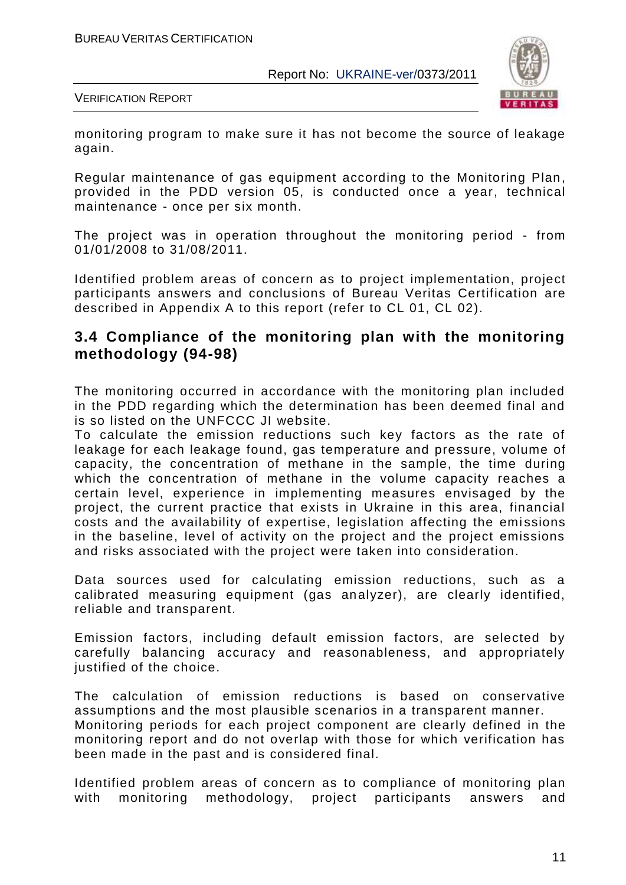monitoring program to make sure it has not become the source of leakage again.

Regular maintenance of gas equipment according to the Monitoring Plan, provided in the PDD version 05, is conducted once a year, technical maintenance - once per six month.

The project was in operation throughout the monitoring period - from 01/01/2008 to 31/08/2011.

Identified problem areas of concern as to project implementation, project participants answers and conclusions of Bureau Veritas Certification are described in Appendix A to this report (refer to CL 01, CL 02).

## 3.4 Compliance of the monitoring plan with the monitoring methodology (94-98)

The monitoring occurred in accordance with the monitoring plan included in the PDD regarding which the determination has been deemed final and is so listed on the UNFCCC JI website.
To calculate the emission reductions such key factors as the rate of leakage for each leakage found, gas temperature and pressure, volume of capacity, the concentration of methane in the sample, the time during which the concentration of methane in the volume capacity reaches a certain level, experience in implementing measures envisaged by the project, the current practice that exists in Ukraine in this area, financial costs and the availability of expertise, legislation affecting the emissions in the baseline, level of activity on the project and the project emissions and risks associated with the project were taken into consideration.

Data sources used for calculating emission reductions, such as a calibrated measuring equipment (gas analyzer), are clearly identified, reliable and transparent.

Emission factors, including default emission factors, are selected by carefully balancing accuracy and reasonableness, and appropriately justified of the choice.

The calculation of emission reductions is based on conservative assumptions and the most plausible scenarios in a transparent manner.
Monitoring periods for each project component are clearly defined in the monitoring report and do not overlap with those for which verification has been made in the past and is considered final.

Identified problem areas of concern as to compliance of monitoring plan with monitoring methodology, project participants answers and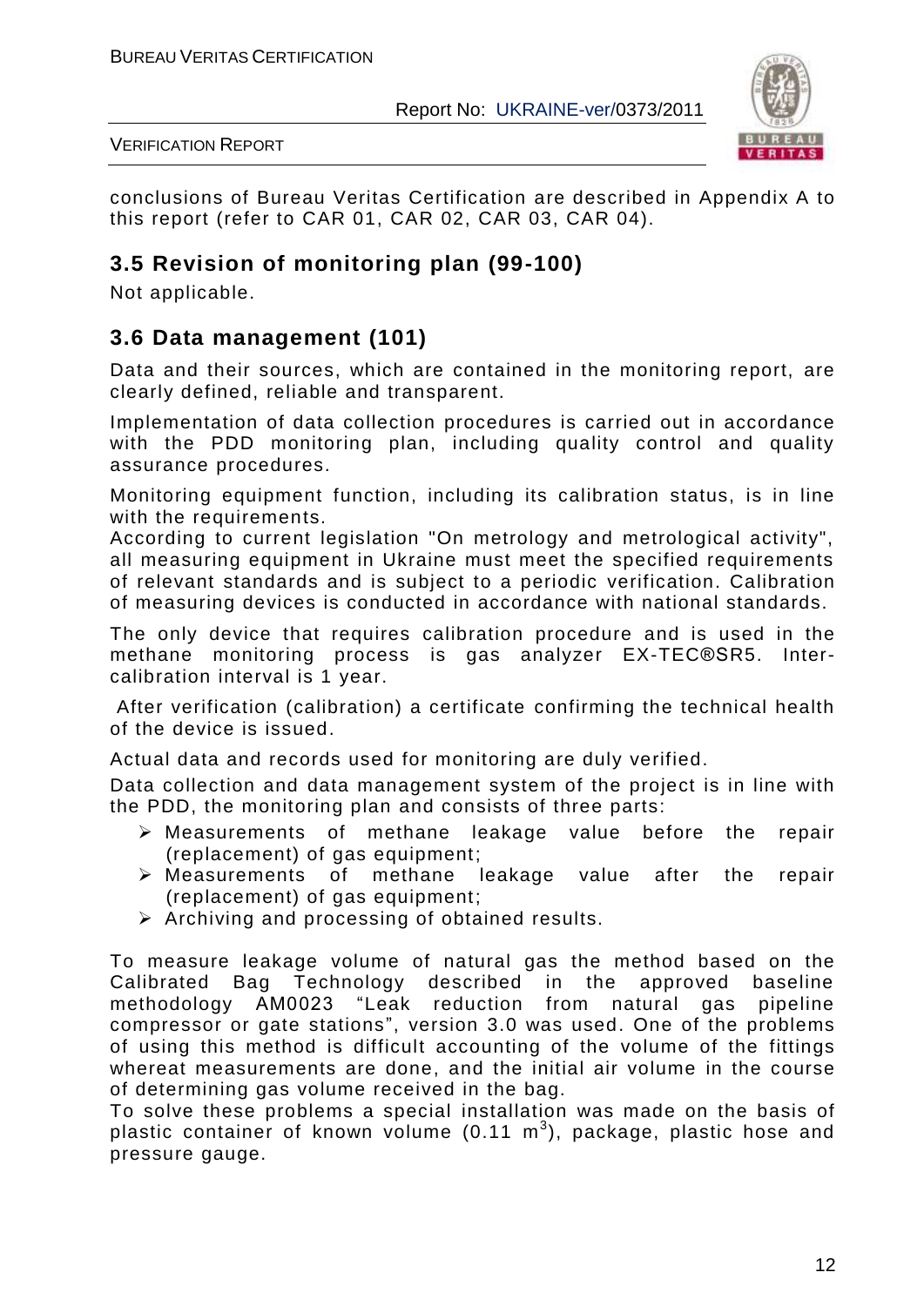conclusions of Bureau Veritas Certification are described in Appendix A to this report (refer to CAR 01, CAR 02, CAR 03, CAR 04).

## 3.5 Revision of monitoring plan (99-100)

Not applicable.

## 3.6 Data management (101)

Data and their sources, which are contained in the monitoring report, are clearly defined, reliable and transparent.

Implementation of data collection procedures is carried out in accordance with the PDD monitoring plan, including quality control and quality assurance procedures.

Monitoring equipment function, including its calibration status, is in line with the requirements.
According to current legislation "On metrology and metrological activity", all measuring equipment in Ukraine must meet the specified requirements of relevant standards and is subject to a periodic verification. Calibration of measuring devices is conducted in accordance with national standards.

The only device that requires calibration procedure and is used in the methane monitoring process is gas analyzer EX-TEC®SR5. Inter-calibration interval is 1 year.

After verification (calibration) a certificate confirming the technical health of the device is issued.

Actual data and records used for monitoring are duly verified.

Data collection and data management system of the project is in line with the PDD, the monitoring plan and consists of three parts:

- Measurements of methane leakage value before the repair (replacement) of gas equipment;
- Measurements of methane leakage value after the repair (replacement) of gas equipment;
- Archiving and processing of obtained results.

To measure leakage volume of natural gas the method based on the Calibrated Bag Technology described in the approved baseline methodology AM0023 "Leak reduction from natural gas pipeline compressor or gate stations", version 3.0 was used. One of the problems of using this method is difficult accounting of the volume of the fittings whereat measurements are done, and the initial air volume in the course of determining gas volume received in the bag.
To solve these problems a special installation was made on the basis of plastic container of known volume (0.11 $m^3$), package, plastic hose and pressure gauge.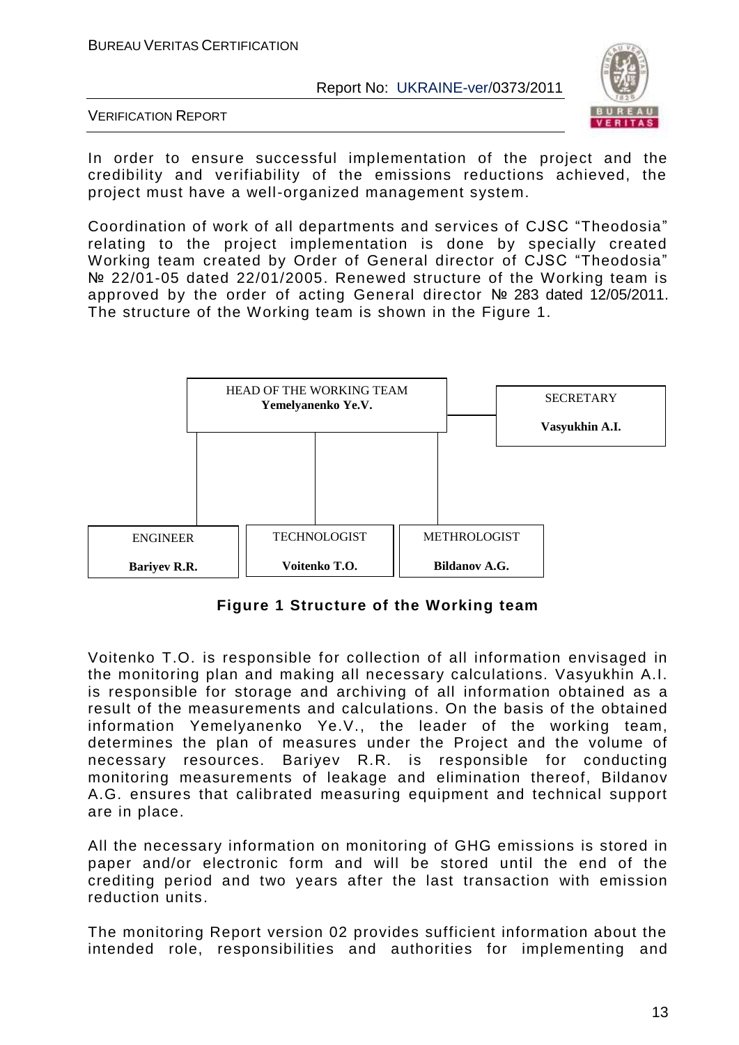In order to ensure successful implementation of the project and the credibility and verifiability of the emissions reductions achieved, the project must have a well-organized management system.

Coordination of work of all departments and services of CJSC "Theodosia" relating to the project implementation is done by specially created Working team created by Order of General director of CJSC "Theodosia" № 22/01-05 dated 22/01/2005. Renewed structure of the Working team is approved by the order of acting General director № 283 dated 12/05/2011. The structure of the Working team is shown in the Figure 1.

HEAD OF THE WORKING TEAM
**Yemelyanenko Ye.V.**

SECRETARY
**Vasyukhin A.I.**

ENGINEER
**Bariyev R.R.**

TECHNOLOGIST
**Voitenko T.O.**

METHROLOGIST
**Bildanov A.G.**

**Figure 1 Structure of the Working team**

Voitenko T.O. is responsible for collection of all information envisaged in the monitoring plan and making all necessary calculations. Vasyukhin A.I. is responsible for storage and archiving of all information obtained as a result of the measurements and calculations. On the basis of the obtained information Yemelyanenko Ye.V., the leader of the working team, determines the plan of measures under the Project and the volume of necessary resources. Bariyev R.R. is responsible for conducting monitoring measurements of leakage and elimination thereof, Bildanov A.G. ensures that calibrated measuring equipment and technical support are in place.

All the necessary information on monitoring of GHG emissions is stored in paper and/or electronic form and will be stored until the end of the crediting period and two years after the last transaction with emission reduction units.

The monitoring Report version 02 provides sufficient information about the intended role, responsibilities and authorities for implementing and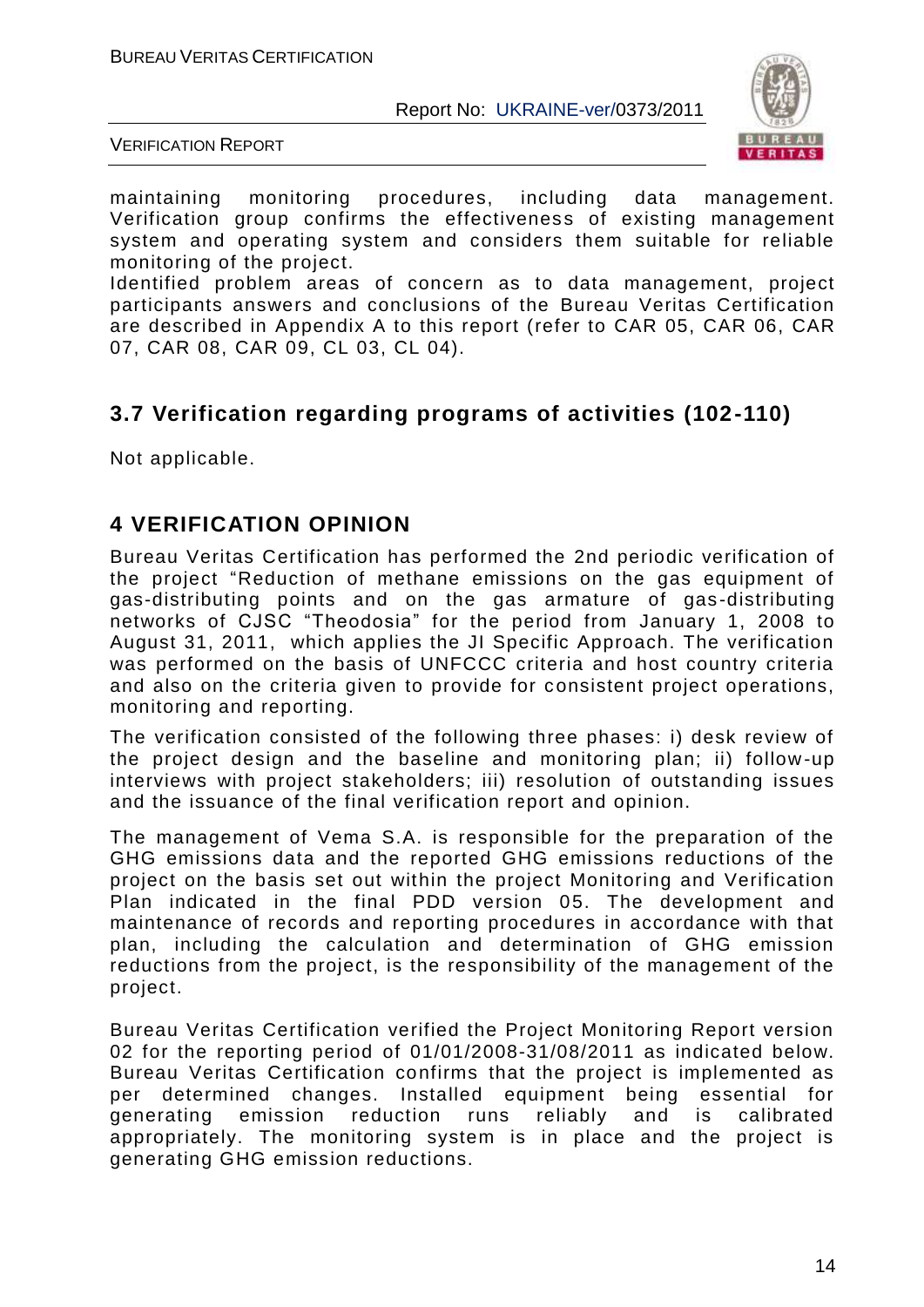maintaining monitoring procedures, including data management. Verification group confirms the effectiveness of existing management system and operating system and considers them suitable for reliable monitoring of the project.
Identified problem areas of concern as to data management, project participants answers and conclusions of the Bureau Veritas Certification are described in Appendix A to this report (refer to CAR 05, CAR 06, CAR 07, CAR 08, CAR 09, CL 03, CL 04).

## 3.7 Verification regarding programs of activities (102-110)

Not applicable.

# 4 VERIFICATION OPINION

Bureau Veritas Certification has performed the 2nd periodic verification of the project "Reduction of methane emissions on the gas equipment of gas-distributing points and on the gas armature of gas-distributing networks of CJSC "Theodosia" for the period from January 1, 2008 to August 31, 2011, which applies the JI Specific Approach. The verification was performed on the basis of UNFCCC criteria and host country criteria and also on the criteria given to provide for consistent project operations, monitoring and reporting.

The verification consisted of the following three phases: i) desk review of the project design and the baseline and monitoring plan; ii) follow-up interviews with project stakeholders; iii) resolution of outstanding issues and the issuance of the final verification report and opinion.

The management of Vema S.A. is responsible for the preparation of the GHG emissions data and the reported GHG emissions reductions of the project on the basis set out within the project Monitoring and Verification Plan indicated in the final PDD version 05. The development and maintenance of records and reporting procedures in accordance with that plan, including the calculation and determination of GHG emission reductions from the project, is the responsibility of the management of the project.

Bureau Veritas Certification verified the Project Monitoring Report version 02 for the reporting period of 01/01/2008-31/08/2011 as indicated below. Bureau Veritas Certification confirms that the project is implemented as per determined changes. Installed equipment being essential for generating emission reduction runs reliably and is calibrated appropriately. The monitoring system is in place and the project is generating GHG emission reductions.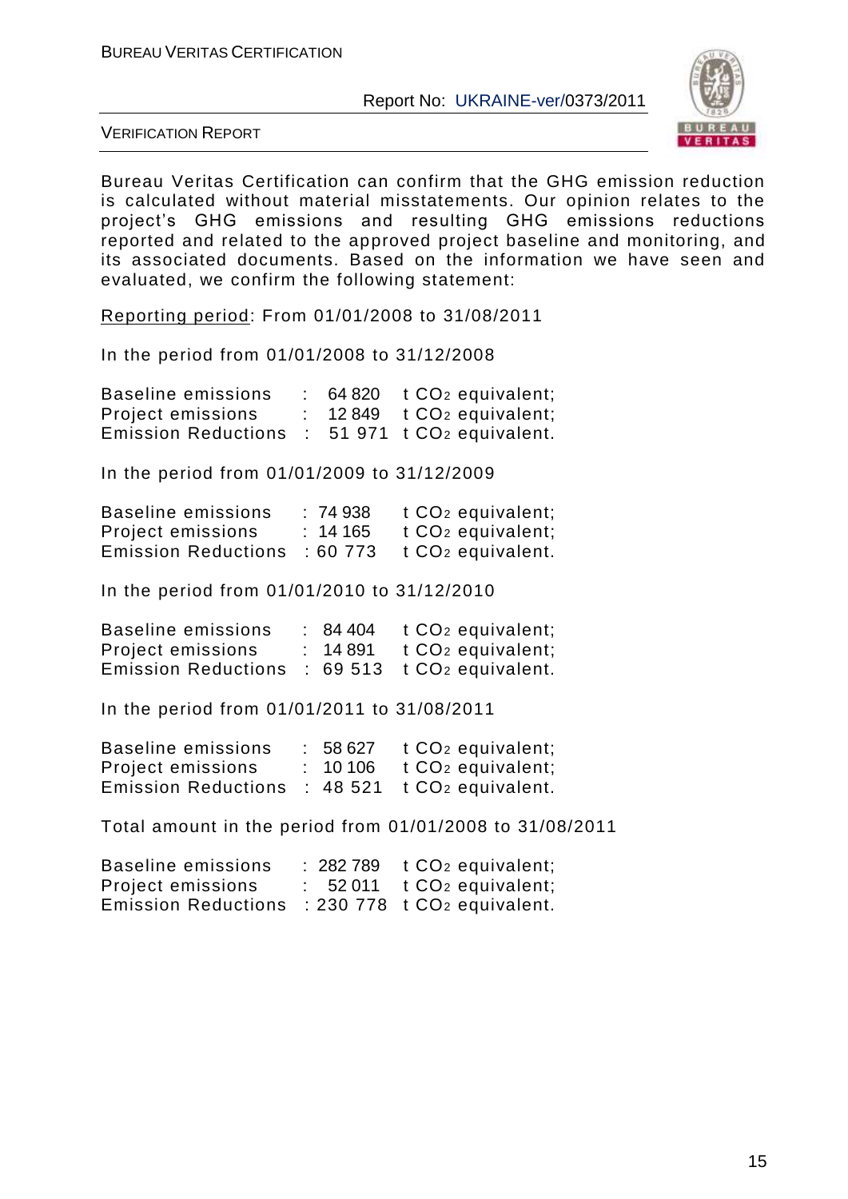Bureau Veritas Certification can confirm that the GHG emission reduction is calculated without material misstatements. Our opinion relates to the project's GHG emissions and resulting GHG emissions reductions reported and related to the approved project baseline and monitoring, and its associated documents. Based on the information we have seen and evaluated, we confirm the following statement:

<u>Reporting period</u>: From 01/01/2008 to 31/08/2011

In the period from 01/01/2008 to 31/12/2008

Baseline emissions : 64 820 t $CO_2$ equivalent;
Project emissions : 12 849 t $CO_2$ equivalent;
Emission Reductions : 51 971 t $CO_2$ equivalent.

In the period from 01/01/2009 to 31/12/2009

Baseline emissions : 74 938 t $CO_2$ equivalent;
Project emissions : 14 165 t $CO_2$ equivalent;
Emission Reductions : 60 773 t $CO_2$ equivalent.

In the period from 01/01/2010 to 31/12/2010

Baseline emissions : 84 404 t $CO_2$ equivalent;
Project emissions : 14 891 t $CO_2$ equivalent;
Emission Reductions : 69 513 t $CO_2$ equivalent.

In the period from 01/01/2011 to 31/08/2011

Baseline emissions : 58 627 t $CO_2$ equivalent;
Project emissions : 10 106 t $CO_2$ equivalent;
Emission Reductions : 48 521 t $CO_2$ equivalent.

Total amount in the period from 01/01/2008 to 31/08/2011

Baseline emissions : 282 789 t $CO_2$ equivalent;
Project emissions : 52 011 t $CO_2$ equivalent;
Emission Reductions : 230 778 t $CO_2$ equivalent.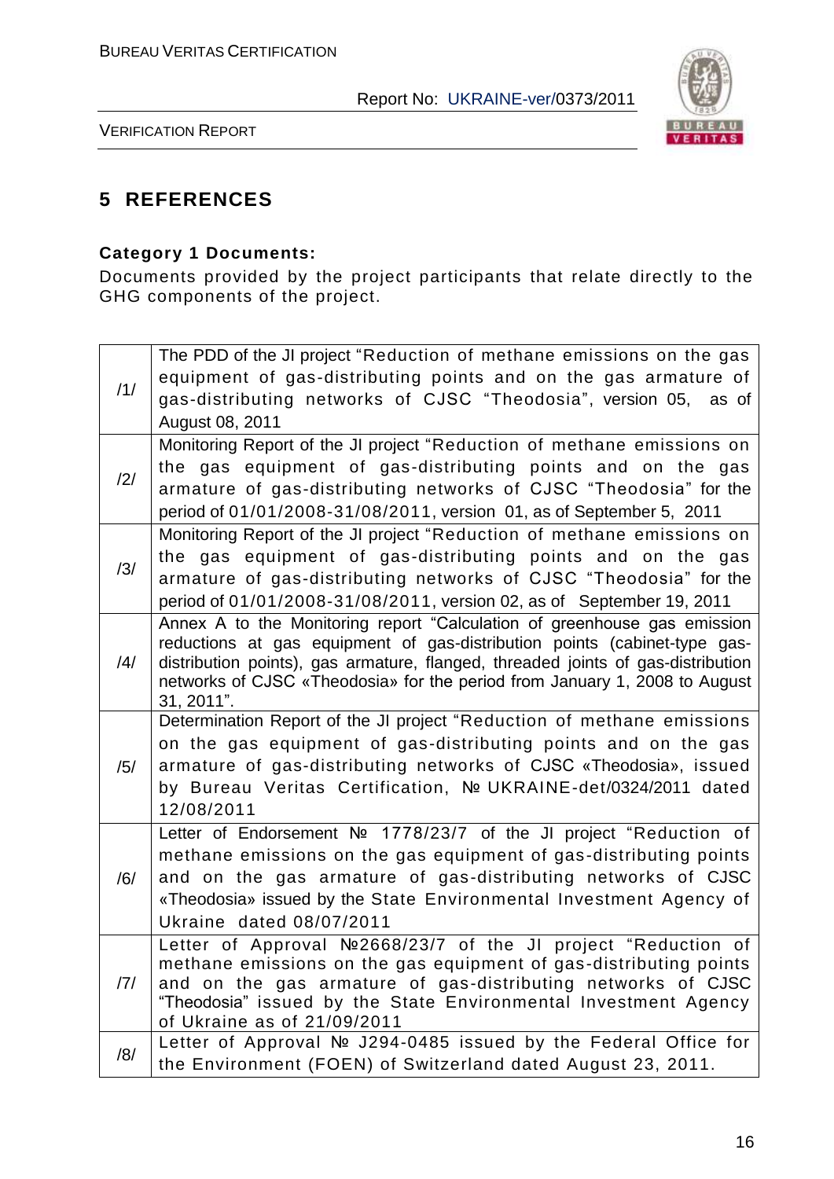# 5 REFERENCES

**Category 1 Documents:**

Documents provided by the project participants that relate directly to the GHG components of the project.

| | |
|---|---|
| /1/ | The PDD of the JI project "Reduction of methane emissions on the gas equipment of gas-distributing points and on the gas armature of gas-distributing networks of CJSC "Theodosia", version 05, as of August 08, 2011 |
| /2/ | Monitoring Report of the JI project "Reduction of methane emissions on the gas equipment of gas-distributing points and on the gas armature of gas-distributing networks of CJSC "Theodosia" for the period of 01/01/2008-31/08/2011, version 01, as of September 5, 2011 |
| /3/ | Monitoring Report of the JI project "Reduction of methane emissions on the gas equipment of gas-distributing points and on the gas armature of gas-distributing networks of CJSC "Theodosia" for the period of 01/01/2008-31/08/2011, version 02, as of September 19, 2011 |
| /4/ | Annex A to the Monitoring report "Calculation of greenhouse gas emission reductions at gas equipment of gas-distribution points (cabinet-type gas-distribution points), gas armature, flanged, threaded joints of gas-distribution networks of CJSC «Theodosia» for the period from January 1, 2008 to August 31, 2011". |
| /5/ | Determination Report of the JI project "Reduction of methane emissions on the gas equipment of gas-distributing points and on the gas armature of gas-distributing networks of CJSC «Theodosia», issued by Bureau Veritas Certification, № UKRAINE-det/0324/2011 dated 12/08/2011 |
| /6/ | Letter of Endorsement № 1778/23/7 of the JI project "Reduction of methane emissions on the gas equipment of gas-distributing points and on the gas armature of gas-distributing networks of CJSC «Theodosia» issued by the State Environmental Investment Agency of Ukraine dated 08/07/2011 |
| /7/ | Letter of Approval №2668/23/7 of the JI project "Reduction of methane emissions on the gas equipment of gas-distributing points and on the gas armature of gas-distributing networks of CJSC "Theodosia" issued by the State Environmental Investment Agency of Ukraine as of 21/09/2011 |
| /8/ | Letter of Approval № J294-0485 issued by the Federal Office for the Environment (FOEN) of Switzerland dated August 23, 2011. |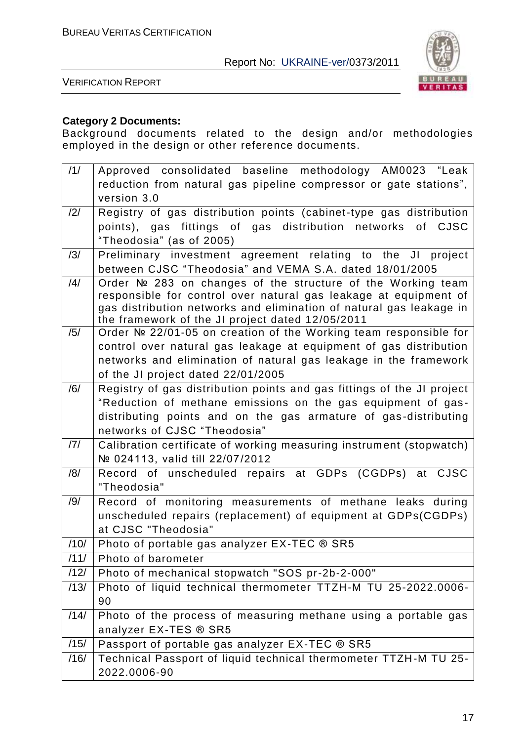**Category 2 Documents:**
Background documents related to the design and/or methodologies employed in the design or other reference documents.

| | |
|---|---|
| /1/ | Approved consolidated baseline methodology AM0023 "Leak reduction from natural gas pipeline compressor or gate stations", version 3.0 |
| /2/ | Registry of gas distribution points (cabinet-type gas distribution points), gas fittings of gas distribution networks of CJSC "Theodosia" (as of 2005) |
| /3/ | Preliminary investment agreement relating to the JI project between CJSC "Theodosia" and VEMA S.A. dated 18/01/2005 |
| /4/ | Order № 283 on changes of the structure of the Working team responsible for control over natural gas leakage at equipment of gas distribution networks and elimination of natural gas leakage in the framework of the JI project dated 12/05/2011 |
| /5/ | Order № 22/01-05 on creation of the Working team responsible for control over natural gas leakage at equipment of gas distribution networks and elimination of natural gas leakage in the framework of the JI project dated 22/01/2005 |
| /6/ | Registry of gas distribution points and gas fittings of the JI project "Reduction of methane emissions on the gas equipment of gas-distributing points and on the gas armature of gas-distributing networks of CJSC "Theodosia" |
| /7/ | Calibration certificate of working measuring instrument (stopwatch) № 024113, valid till 22/07/2012 |
| /8/ | Record of unscheduled repairs at GDPs (CGDPs) at CJSC "Theodosia" |
| /9/ | Record of monitoring measurements of methane leaks during unscheduled repairs (replacement) of equipment at GDPs(CGDPs) at CJSC "Theodosia" |
| /10/ | Photo of portable gas analyzer EX-TEC ® SR5 |
| /11/ | Photo of barometer |
| /12/ | Photo of mechanical stopwatch "SOS pr-2b-2-000" |
| /13/ | Photo of liquid technical thermometer TTZH-M TU 25-2022.0006-90 |
| /14/ | Photo of the process of measuring methane using a portable gas analyzer EX-TES ® SR5 |
| /15/ | Passport of portable gas analyzer EX-TEC ® SR5 |
| /16/ | Technical Passport of liquid technical thermometer TTZH-M TU 25-2022.0006-90 |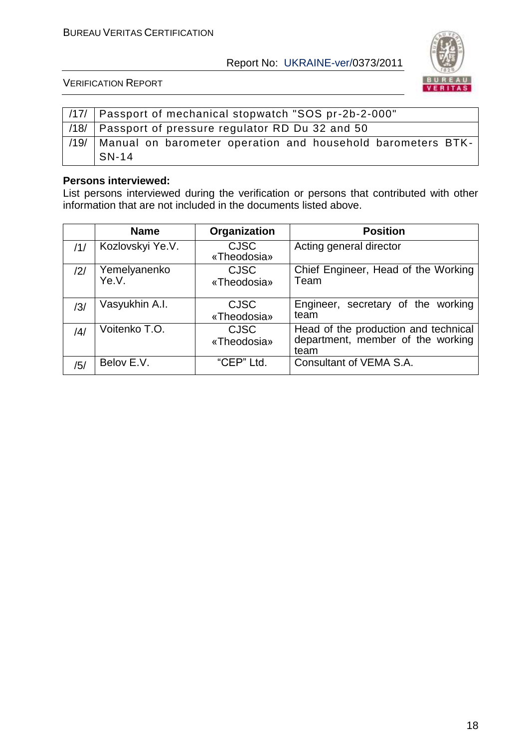| | |
|---|---|
| /17/ | Passport of mechanical stopwatch "SOS pr-2b-2-000" |
| /18/ | Passport of pressure regulator RD Du 32 and 50 |
| /19/ | Manual on barometer operation and household barometers BTK-SN-14 |

**Persons interviewed:**

List persons interviewed during the verification or persons that contributed with other information that are not included in the documents listed above.

| | Name | Organization | Position |
|---|---|---|---|
| /1/ | Kozlovskyi Ye.V. | CJSC «Theodosia» | Acting general director |
| /2/ | Yemelyanenko Ye.V. | CJSC «Theodosia» | Chief Engineer, Head of the Working Team |
| /3/ | Vasyukhin A.I. | CJSC «Theodosia» | Engineer, secretary of the working team |
| /4/ | Voitenko T.O. | CJSC «Theodosia» | Head of the production and technical department, member of the working team |
| /5/ | Belov E.V. | "CEP" Ltd. | Consultant of VEMA S.A. |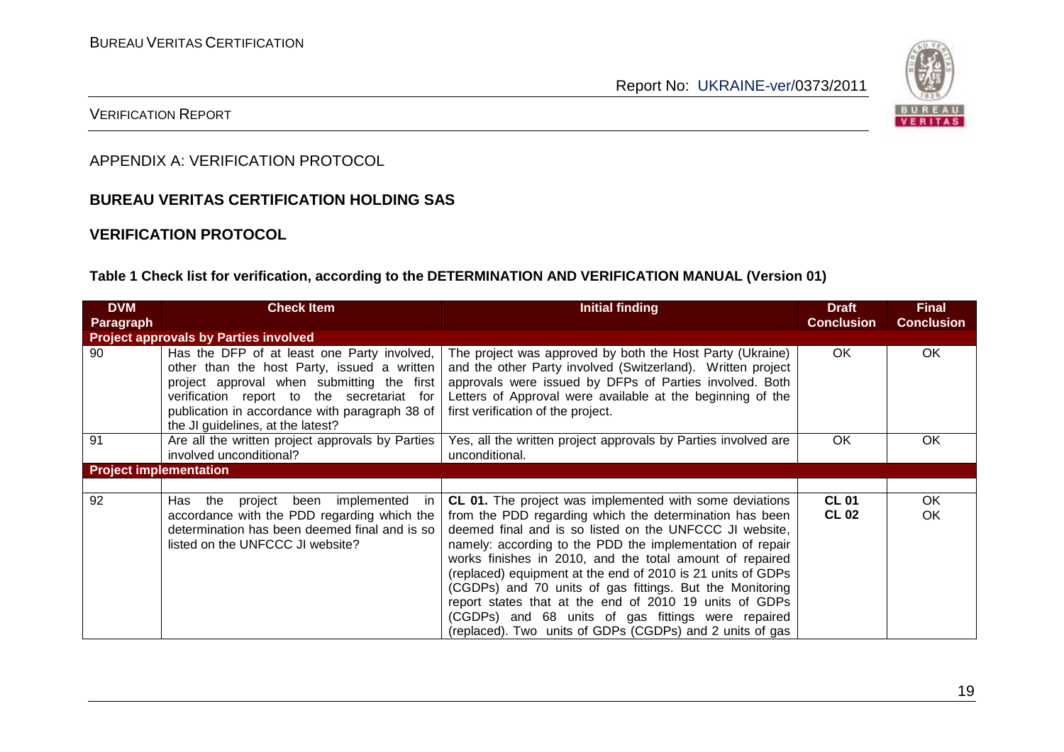## APPENDIX A: VERIFICATION PROTOCOL

### BUREAU VERITAS CERTIFICATION HOLDING SAS

### VERIFICATION PROTOCOL

**Table 1 Check list for verification, according to the DETERMINATION AND VERIFICATION MANUAL (Version 01)**

| DVM Paragraph | Check Item | Initial finding | Draft Conclusion | Final Conclusion |
|---|---|---|---|---|
| **Project approvals by Parties involved** | | | | |
| 90 | Has the DFP of at least one Party involved, other than the host Party, issued a written project approval when submitting the first verification report to the secretariat for publication in accordance with paragraph 38 of the JI guidelines, at the latest? | The project was approved by both the Host Party (Ukraine) and the other Party involved (Switzerland). Written project approvals were issued by DFPs of Parties involved. Both Letters of Approval were available at the beginning of the first verification of the project. | OK | OK |
| 91 | Are all the written project approvals by Parties involved unconditional? | Yes, all the written project approvals by Parties involved are unconditional. | OK | OK |
| **Project implementation** | | | | |
| | | | | |
| 92 | Has the project been implemented in accordance with the PDD regarding which the determination has been deemed final and is so listed on the UNFCCC JI website? | **CL 01.** The project was implemented with some deviations from the PDD regarding which the determination has been deemed final and is so listed on the UNFCCC JI website, namely: according to the PDD the implementation of repair works finishes in 2010, and the total amount of repaired (replaced) equipment at the end of 2010 is 21 units of GDPs (CGDPs) and 70 units of gas fittings. But the Monitoring report states that at the end of 2010 19 units of GDPs (CGDPs) and 68 units of gas fittings were repaired (replaced). Two units of GDPs (CGDPs) and 2 units of gas | **CL 01**<br>**CL 02** | OK<br>OK |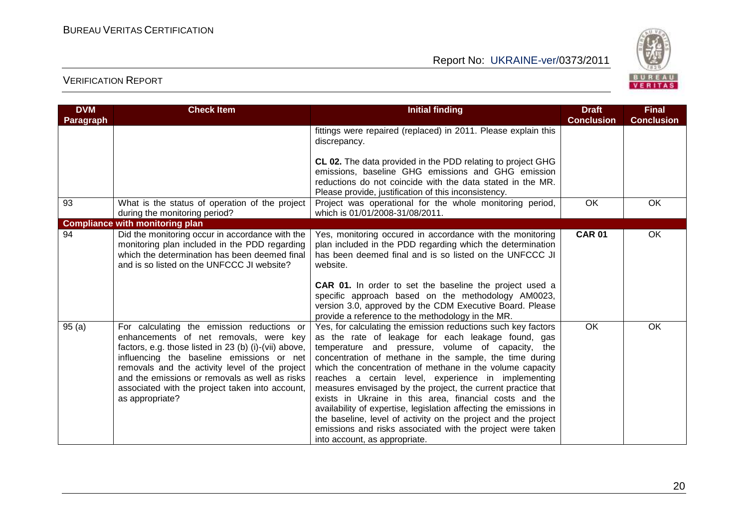| DVM Paragraph | Check Item | Initial finding | Draft Conclusion | Final Conclusion |
|---|---|---|---|---|
| | | fittings were repaired (replaced) in 2011. Please explain this discrepancy.<br><br>**CL 02.** The data provided in the PDD relating to project GHG emissions, baseline GHG emissions and GHG emission reductions do not coincide with the data stated in the MR. Please provide, justification of this inconsistency. | | |
| 93 | What is the status of operation of the project during the monitoring period? | Project was operational for the whole monitoring period, which is 01/01/2008-31/08/2011. | OK | OK |
| **Compliance with monitoring plan** | | | | |
| 94 | Did the monitoring occur in accordance with the monitoring plan included in the PDD regarding which the determination has been deemed final and is so listed on the UNFCCC JI website? | Yes, monitoring occured in accordance with the monitoring plan included in the PDD regarding which the determination has been deemed final and is so listed on the UNFCCC JI website.<br><br>**CAR 01.** In order to set the baseline the project used a specific approach based on the methodology AM0023, version 3.0, approved by the CDM Executive Board. Please provide a reference to the methodology in the MR. | **CAR 01** | OK |
| 95 (a) | For calculating the emission reductions or enhancements of net removals, were key factors, e.g. those listed in 23 (b) (i)-(vii) above, influencing the baseline emissions or net removals and the activity level of the project and the emissions or removals as well as risks associated with the project taken into account, as appropriate? | Yes, for calculating the emission reductions such key factors as the rate of leakage for each leakage found, gas temperature and pressure, volume of capacity, the concentration of methane in the sample, the time during which the concentration of methane in the volume capacity reaches a certain level, experience in implementing measures envisaged by the project, the current practice that exists in Ukraine in this area, financial costs and the availability of expertise, legislation affecting the emissions in the baseline, level of activity on the project and the project emissions and risks associated with the project were taken into account, as appropriate. | OK | OK |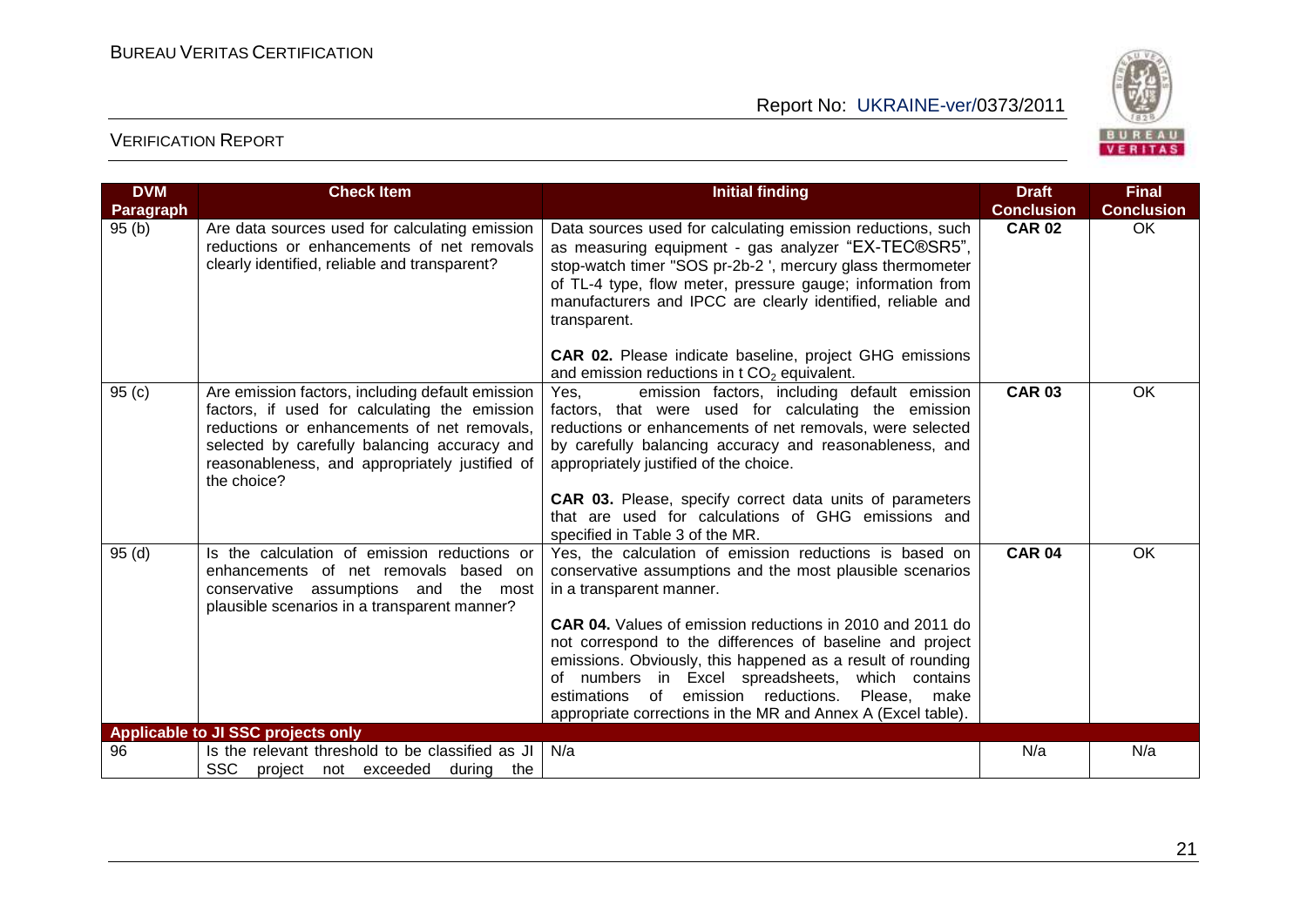| DVM Paragraph | Check Item | Initial finding | Draft Conclusion | Final Conclusion |
|---|---|---|---|---|
| 95 (b) | Are data sources used for calculating emission reductions or enhancements of net removals clearly identified, reliable and transparent? | Data sources used for calculating emission reductions, such as measuring equipment - gas analyzer "EX-TEC®SR5", stop-watch timer "SOS pr-2b-2 ', mercury glass thermometer of TL-4 type, flow meter, pressure gauge; information from manufacturers and IPCC are clearly identified, reliable and transparent.<br><br>**CAR 02.** Please indicate baseline, project GHG emissions and emission reductions in t $CO_2$ equivalent. | **CAR 02** | OK |
| 95 (c) | Are emission factors, including default emission factors, if used for calculating the emission reductions or enhancements of net removals, selected by carefully balancing accuracy and reasonableness, and appropriately justified of the choice? | Yes, emission factors, including default emission factors, that were used for calculating the emission reductions or enhancements of net removals, were selected by carefully balancing accuracy and reasonableness, and appropriately justified of the choice.<br><br>**CAR 03.** Please, specify correct data units of parameters that are used for calculations of GHG emissions and specified in Table 3 of the MR. | **CAR 03** | OK |
| 95 (d) | Is the calculation of emission reductions or enhancements of net removals based on conservative assumptions and the most plausible scenarios in a transparent manner? | Yes, the calculation of emission reductions is based on conservative assumptions and the most plausible scenarios in a transparent manner.<br><br>**CAR 04.** Values of emission reductions in 2010 and 2011 do not correspond to the differences of baseline and project emissions. Obviously, this happened as a result of rounding of numbers in Excel spreadsheets, which contains estimations of emission reductions. Please, make appropriate corrections in the MR and Annex A (Excel table). | **CAR 04** | OK |
| **Applicable to JI SSC projects only** | | | | |
| 96 | Is the relevant threshold to be classified as JI SSC project not exceeded during the | N/a | N/a | N/a |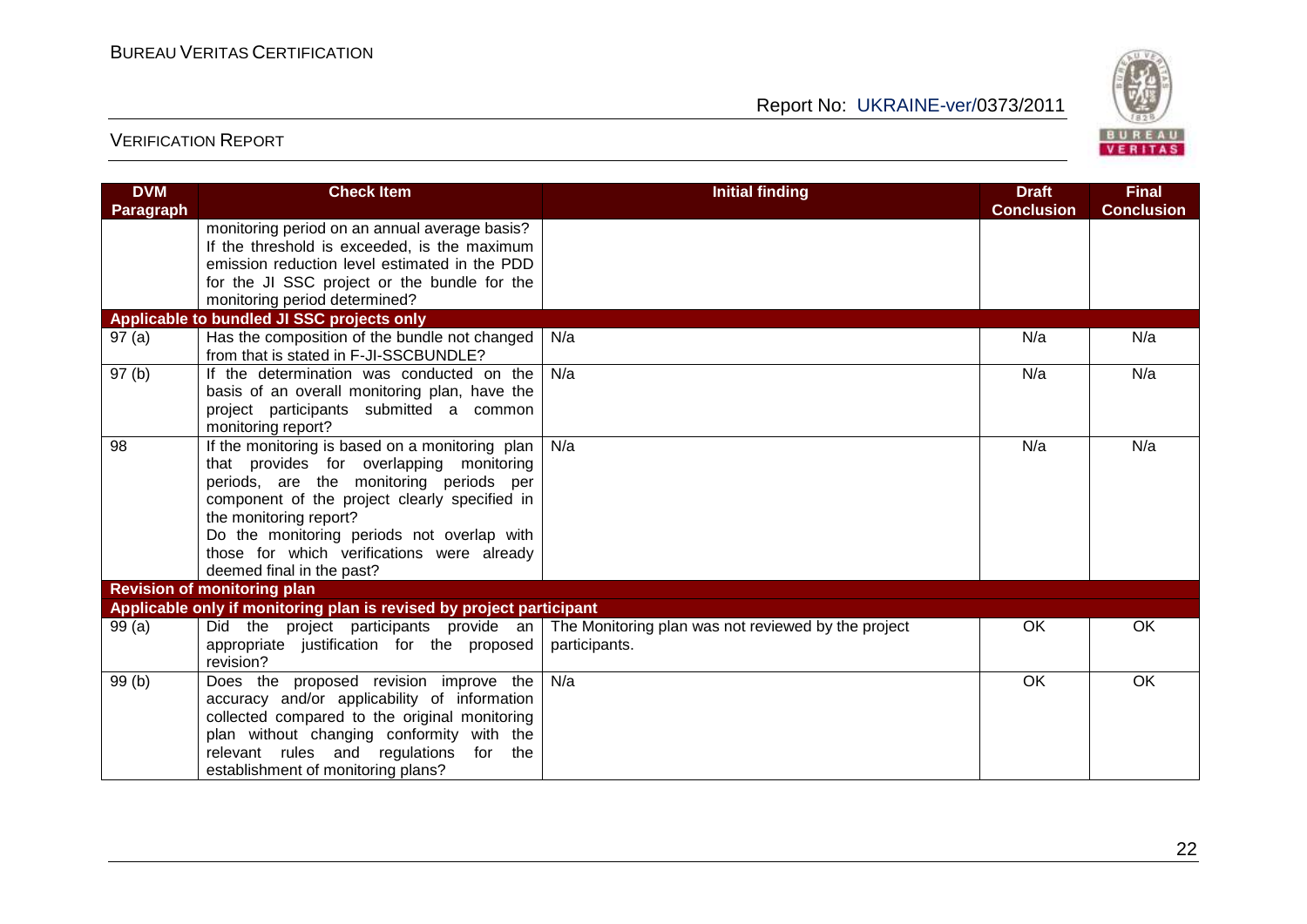| DVM Paragraph | Check Item | Initial finding | Draft Conclusion | Final Conclusion |
|---|---|---|---|---|
| | monitoring period on an annual average basis? If the threshold is exceeded, is the maximum emission reduction level estimated in the PDD for the JI SSC project or the bundle for the monitoring period determined? | | | |
| **Applicable to bundled JI SSC projects only** | | | | |
| 97 (a) | Has the composition of the bundle not changed from that is stated in F-JI-SSCBUNDLE? | N/a | N/a | N/a |
| 97 (b) | If the determination was conducted on the basis of an overall monitoring plan, have the project participants submitted a common monitoring report? | N/a | N/a | N/a |
| 98 | If the monitoring is based on a monitoring plan that provides for overlapping monitoring periods, are the monitoring periods per component of the project clearly specified in the monitoring report? Do the monitoring periods not overlap with those for which verifications were already deemed final in the past? | N/a | N/a | N/a |
| **Revision of monitoring plan** | | | | |
| **Applicable only if monitoring plan is revised by project participant** | | | | |
| 99 (a) | Did the project participants provide an appropriate justification for the proposed revision? | The Monitoring plan was not reviewed by the project participants. | OK | OK |
| 99 (b) | Does the proposed revision improve the accuracy and/or applicability of information collected compared to the original monitoring plan without changing conformity with the relevant rules and regulations for the establishment of monitoring plans? | N/a | OK | OK |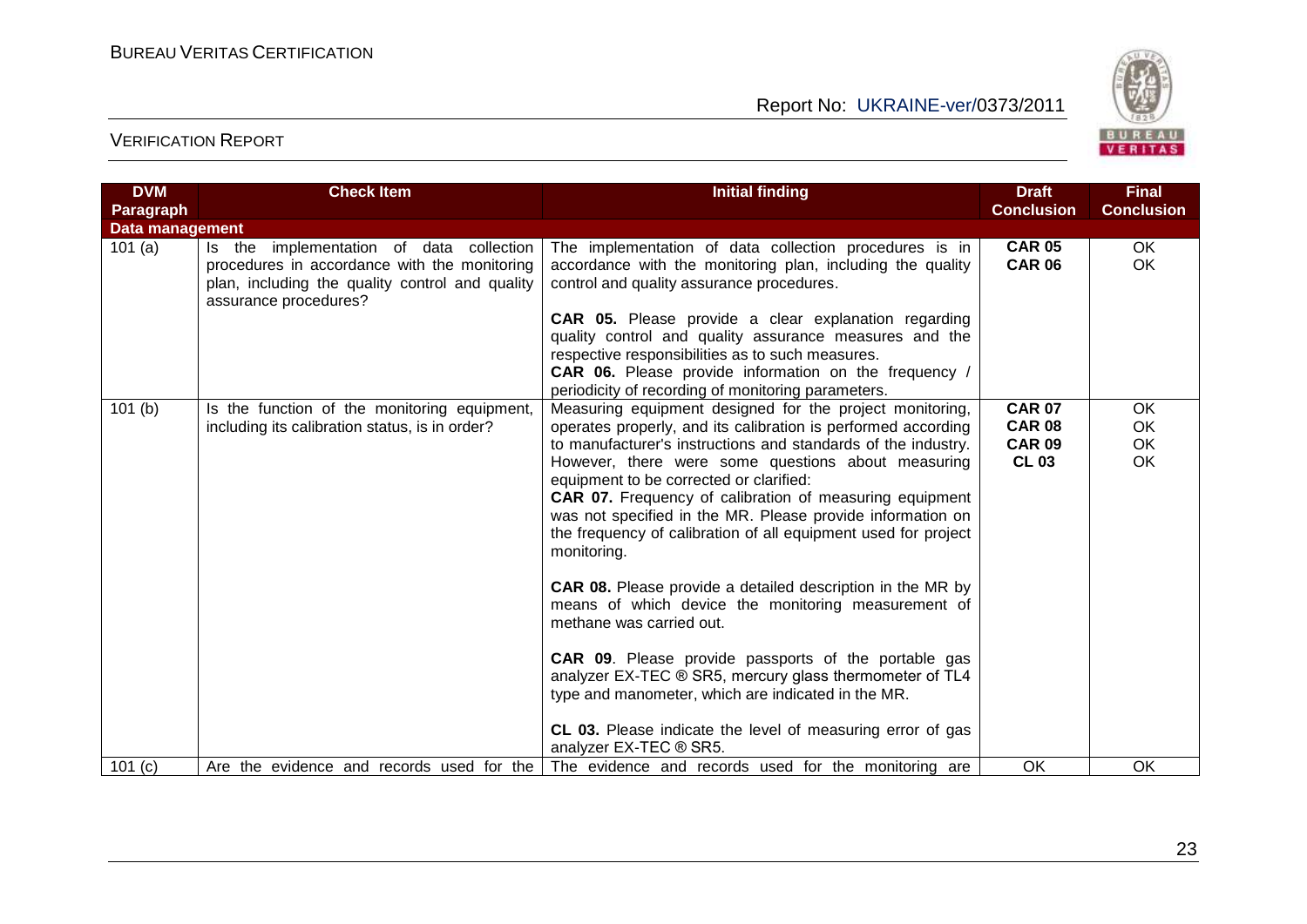| DVM Paragraph | Check Item | Initial finding | Draft Conclusion | Final Conclusion |
|---|---|---|---|---|
| **Data management** | | | | |
| 101 (a) | Is the implementation of data collection procedures in accordance with the monitoring plan, including the quality control and quality assurance procedures? | The implementation of data collection procedures is in accordance with the monitoring plan, including the quality control and quality assurance procedures.<br><br>**CAR 05.** Please provide a clear explanation regarding quality control and quality assurance measures and the respective responsibilities as to such measures.<br>**CAR 06.** Please provide information on the frequency / periodicity of recording of monitoring parameters. | **CAR 05**<br>**CAR 06** | OK<br>OK |
| 101 (b) | Is the function of the monitoring equipment, including its calibration status, is in order? | Measuring equipment designed for the project monitoring, operates properly, and its calibration is performed according to manufacturer's instructions and standards of the industry. However, there were some questions about measuring equipment to be corrected or clarified:<br>**CAR 07.** Frequency of calibration of measuring equipment was not specified in the MR. Please provide information on the frequency of calibration of all equipment used for project monitoring.<br><br>**CAR 08.** Please provide a detailed description in the MR by means of which device the monitoring measurement of methane was carried out.<br><br>**CAR 09**. Please provide passports of the portable gas analyzer EX-TEC ® SR5, mercury glass thermometer of TL4 type and manometer, which are indicated in the MR.<br><br>**CL 03.** Please indicate the level of measuring error of gas analyzer EX-TEC ® SR5. | **CAR 07**<br>**CAR 08**<br>**CAR 09**<br>**CL 03** | OK<br>OK<br>OK<br>OK |
| 101 (c) | Are the evidence and records used for the | The evidence and records used for the monitoring are | OK | OK |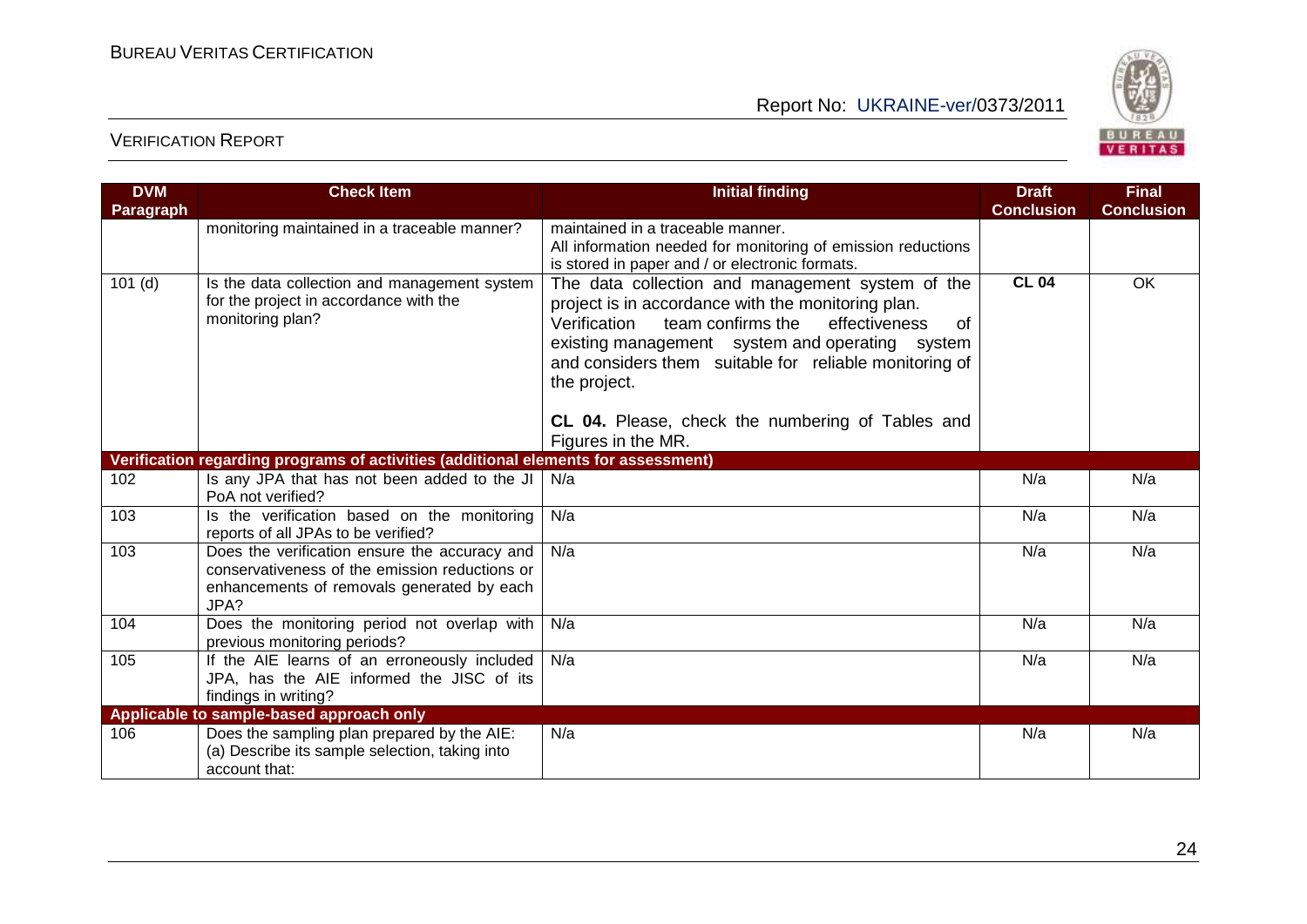| DVM Paragraph | Check Item | Initial finding | Draft Conclusion | Final Conclusion |
|---|---|---|---|---|
| | monitoring maintained in a traceable manner? | maintained in a traceable manner. All information needed for monitoring of emission reductions is stored in paper and / or electronic formats. | | |
| 101 (d) | Is the data collection and management system for the project in accordance with the monitoring plan? | The data collection and management system of the project is in accordance with the monitoring plan. Verification team confirms the effectiveness of existing management system and operating system and considers them suitable for reliable monitoring of the project. **CL 04.** Please, check the numbering of Tables and Figures in the MR. | **CL 04** | OK |
| **Verification regarding programs of activities (additional elements for assessment)** | | | | |
| 102 | Is any JPA that has not been added to the JI PoA not verified? | N/a | N/a | N/a |
| 103 | Is the verification based on the monitoring reports of all JPAs to be verified? | N/a | N/a | N/a |
| 103 | Does the verification ensure the accuracy and conservativeness of the emission reductions or enhancements of removals generated by each JPA? | N/a | N/a | N/a |
| 104 | Does the monitoring period not overlap with previous monitoring periods? | N/a | N/a | N/a |
| 105 | If the AIE learns of an erroneously included JPA, has the AIE informed the JISC of its findings in writing? | N/a | N/a | N/a |
| **Applicable to sample-based approach only** | | | | |
| 106 | Does the sampling plan prepared by the AIE: (a) Describe its sample selection, taking into account that: | N/a | N/a | N/a |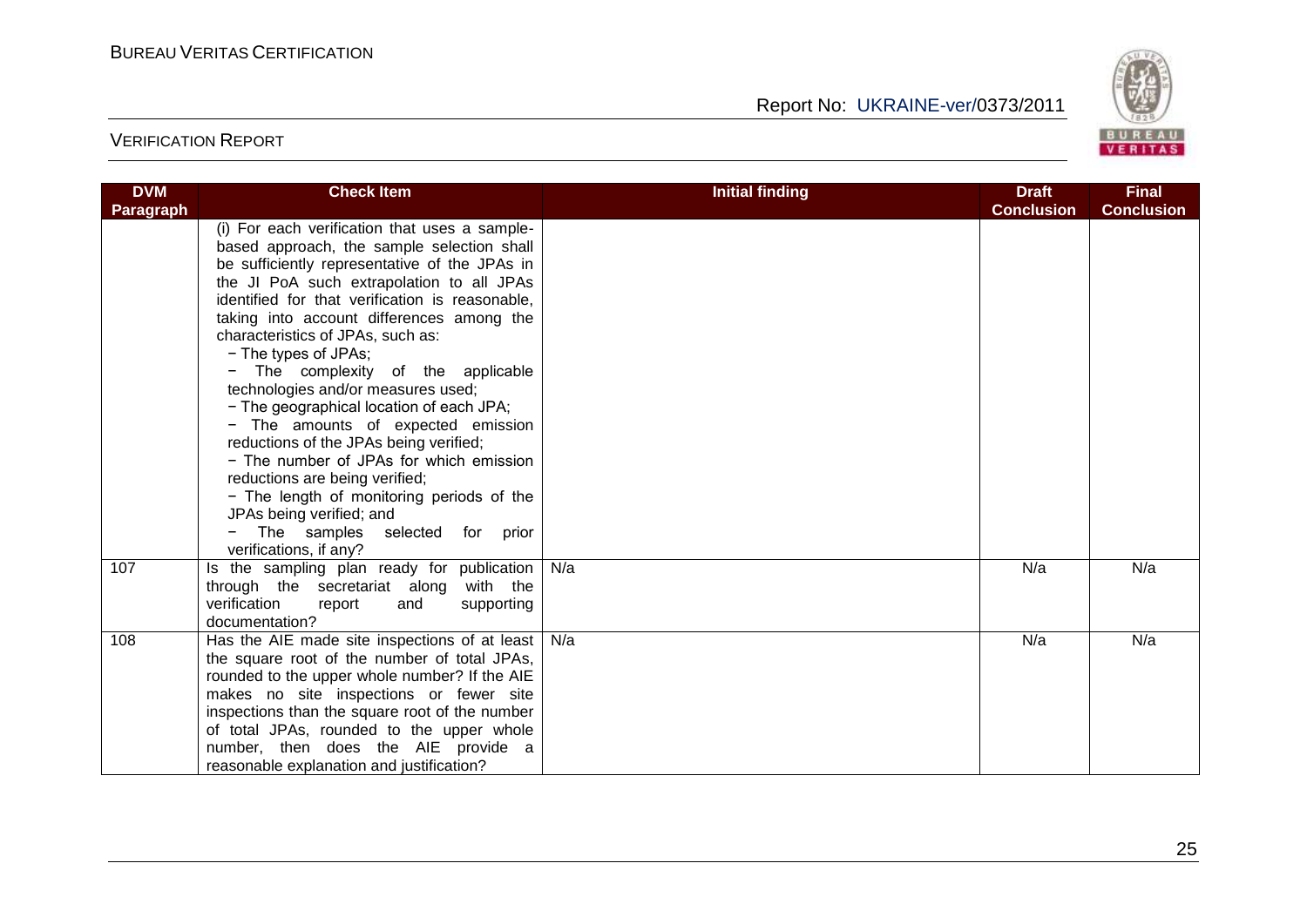| DVM Paragraph | Check Item | Initial finding | Draft Conclusion | Final Conclusion |
|---|---|---|---|---|
| | (i) For each verification that uses a sample-based approach, the sample selection shall be sufficiently representative of the JPAs in the JI PoA such extrapolation to all JPAs identified for that verification is reasonable, taking into account differences among the characteristics of JPAs, such as:<br>− The types of JPAs;<br>− The complexity of the applicable technologies and/or measures used;<br>− The geographical location of each JPA;<br>− The amounts of expected emission reductions of the JPAs being verified;<br>− The number of JPAs for which emission reductions are being verified;<br>− The length of monitoring periods of the JPAs being verified; and<br>− The samples selected for prior verifications, if any? | | | |
| 107 | Is the sampling plan ready for publication through the secretariat along with the verification report and supporting documentation? | N/a | N/a | N/a |
| 108 | Has the AIE made site inspections of at least the square root of the number of total JPAs, rounded to the upper whole number? If the AIE makes no site inspections or fewer site inspections than the square root of the number of total JPAs, rounded to the upper whole number, then does the AIE provide a reasonable explanation and justification? | N/a | N/a | N/a |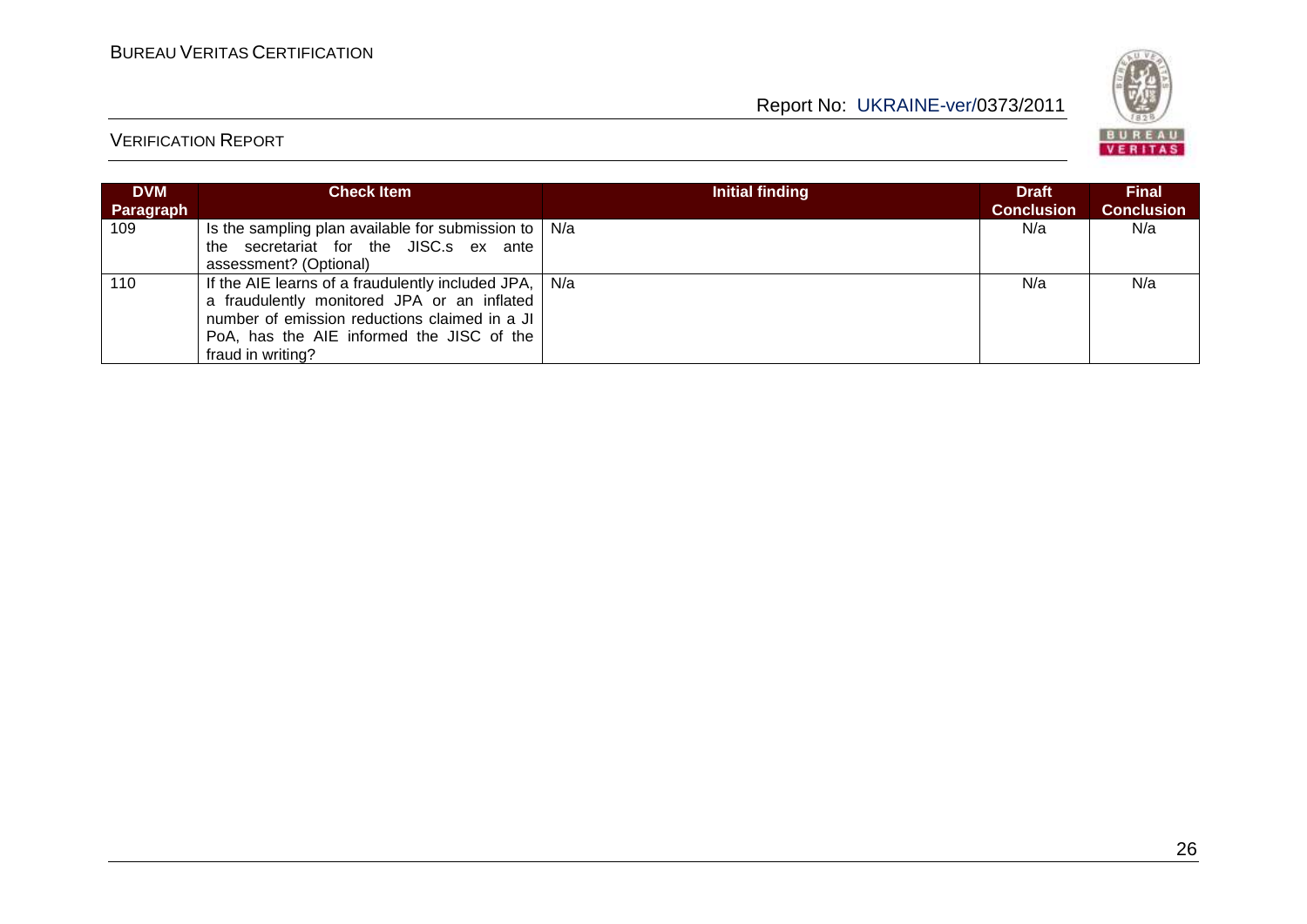| DVM Paragraph | Check Item | Initial finding | Draft Conclusion | Final Conclusion |
|---|---|---|---|---|
| 109 | Is the sampling plan available for submission to the secretariat for the JISC.s ex ante assessment? (Optional) | N/a | N/a | N/a |
| 110 | If the AIE learns of a fraudulently included JPA, a fraudulently monitored JPA or an inflated number of emission reductions claimed in a JI PoA, has the AIE informed the JISC of the fraud in writing? | N/a | N/a | N/a |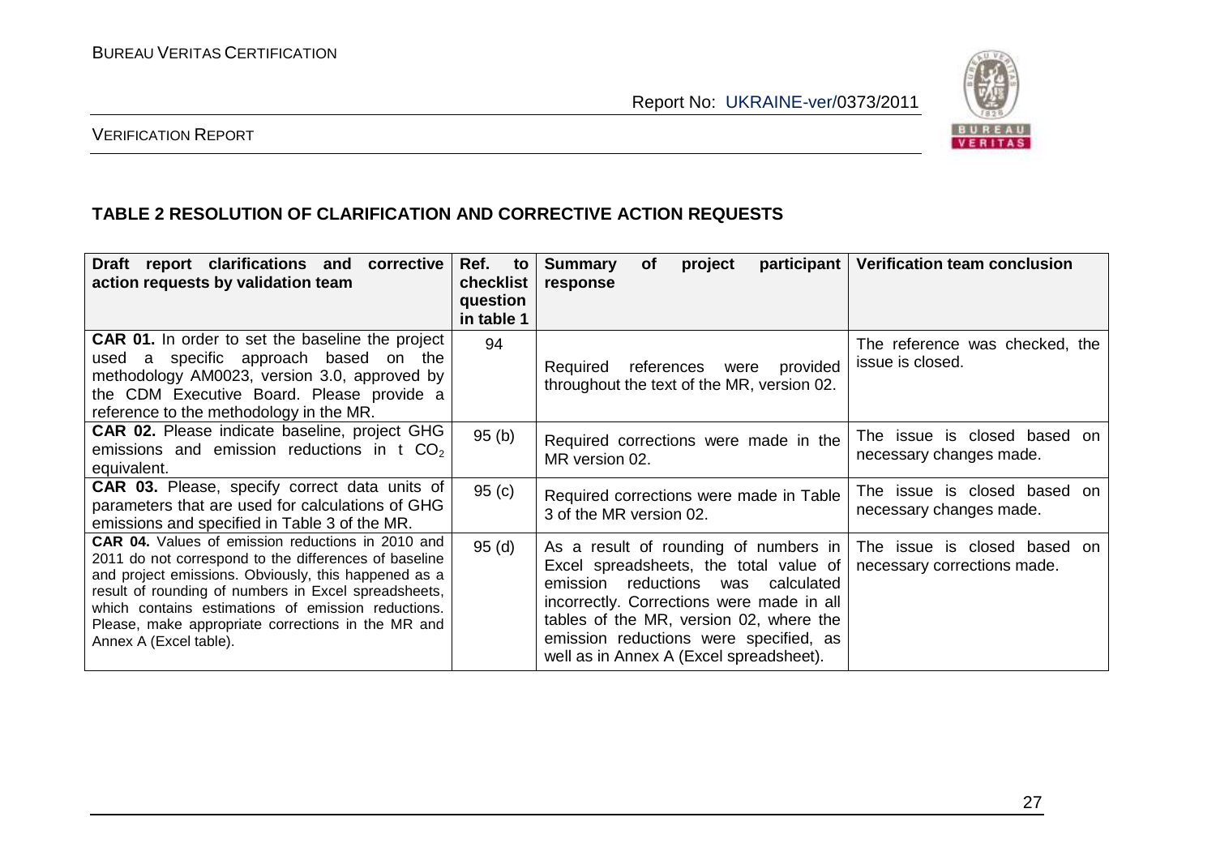## TABLE 2 RESOLUTION OF CLARIFICATION AND CORRECTIVE ACTION REQUESTS

| Draft report clarifications and corrective action requests by validation team | Ref. to checklist question in table 1 | Summary of project participant response | Verification team conclusion |
|---|---|---|---|
| **CAR 01.** In order to set the baseline the project used a specific approach based on the methodology AM0023, version 3.0, approved by the CDM Executive Board. Please provide a reference to the methodology in the MR. | 94 | Required references were provided throughout the text of the MR, version 02. | The reference was checked, the issue is closed. |
| **CAR 02.** Please indicate baseline, project GHG emissions and emission reductions in t $CO_2$ equivalent. | 95 (b) | Required corrections were made in the MR version 02. | The issue is closed based on necessary changes made. |
| **CAR 03.** Please, specify correct data units of parameters that are used for calculations of GHG emissions and specified in Table 3 of the MR. | 95 (c) | Required corrections were made in Table 3 of the MR version 02. | The issue is closed based on necessary changes made. |
| **CAR 04.** Values of emission reductions in 2010 and 2011 do not correspond to the differences of baseline and project emissions. Obviously, this happened as a result of rounding of numbers in Excel spreadsheets, which contains estimations of emission reductions. Please, make appropriate corrections in the MR and Annex A (Excel table). | 95 (d) | As a result of rounding of numbers in Excel spreadsheets, the total value of emission reductions was calculated incorrectly. Corrections were made in all tables of the MR, version 02, where the emission reductions were specified, as well as in Annex A (Excel spreadsheet). | The issue is closed based on necessary corrections made. |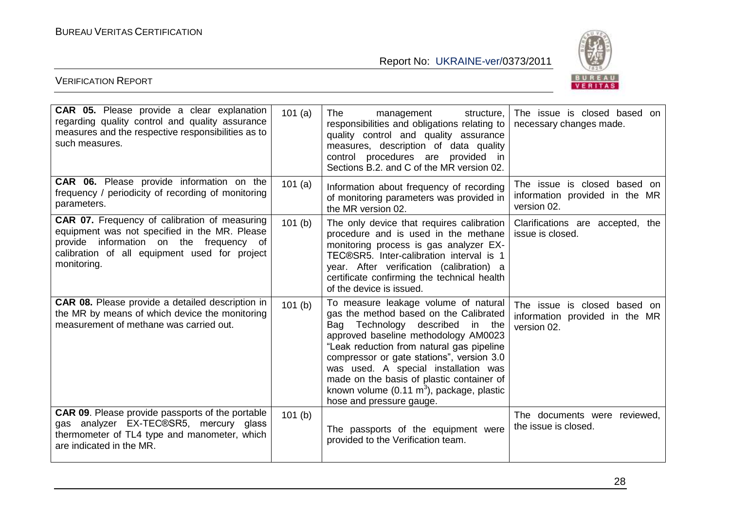| **CAR 05.** Please provide a clear explanation regarding quality control and quality assurance measures and the respective responsibilities as to such measures. | 101 (a) | The management structure, responsibilities and obligations relating to quality control and quality assurance measures, description of data quality control procedures are provided in Sections B.2. and C of the MR version 02. | The issue is closed based on necessary changes made. |
|---|---|---|---|
| **CAR 06.** Please provide information on the frequency / periodicity of recording of monitoring parameters. | 101 (a) | Information about frequency of recording of monitoring parameters was provided in the MR version 02. | The issue is closed based on information provided in the MR version 02. |
| **CAR 07.** Frequency of calibration of measuring equipment was not specified in the MR. Please provide information on the frequency of calibration of all equipment used for project monitoring. | 101 (b) | The only device that requires calibration procedure and is used in the methane monitoring process is gas analyzer EX-TEC®SR5. Inter-calibration interval is 1 year. After verification (calibration) a certificate confirming the technical health of the device is issued. | Clarifications are accepted, the issue is closed. |
| **CAR 08.** Please provide a detailed description in the MR by means of which device the monitoring measurement of methane was carried out. | 101 (b) | To measure leakage volume of natural gas the method based on the Calibrated Bag Technology described in the approved baseline methodology AM0023 "Leak reduction from natural gas pipeline compressor or gate stations", version 3.0 was used. A special installation was made on the basis of plastic container of known volume (0.11 $m^3$), package, plastic hose and pressure gauge. | The issue is closed based on information provided in the MR version 02. |
| **CAR 09**. Please provide passports of the portable gas analyzer EX-TEC®SR5, mercury glass thermometer of TL4 type and manometer, which are indicated in the MR. | 101 (b) | The passports of the equipment were provided to the Verification team. | The documents were reviewed, the issue is closed. |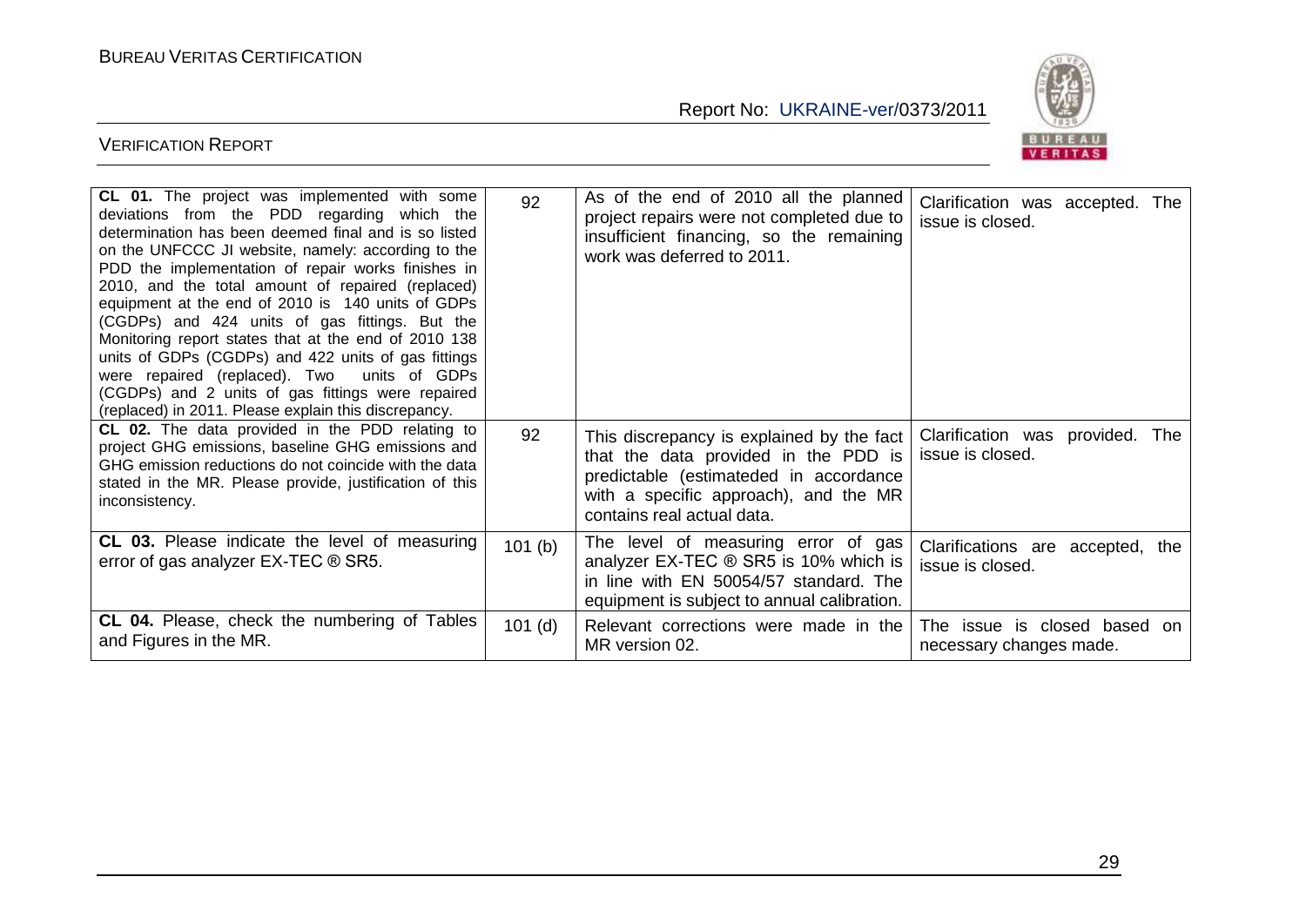| | | | |
|---|---|---|---|
| **CL 01.** The project was implemented with some deviations from the PDD regarding which the determination has been deemed final and is so listed on the UNFCCC JI website, namely: according to the PDD the implementation of repair works finishes in 2010, and the total amount of repaired (replaced) equipment at the end of 2010 is 140 units of GDPs (CGDPs) and 424 units of gas fittings. But the Monitoring report states that at the end of 2010 138 units of GDPs (CGDPs) and 422 units of gas fittings were repaired (replaced). Two units of GDPs (CGDPs) and 2 units of gas fittings were repaired (replaced) in 2011. Please explain this discrepancy. | 92 | As of the end of 2010 all the planned project repairs were not completed due to insufficient financing, so the remaining work was deferred to 2011. | Clarification was accepted. The issue is closed. |
| **CL 02.** The data provided in the PDD relating to project GHG emissions, baseline GHG emissions and GHG emission reductions do not coincide with the data stated in the MR. Please provide, justification of this inconsistency. | 92 | This discrepancy is explained by the fact that the data provided in the PDD is predictable (estimateded in accordance with a specific approach), and the MR contains real actual data. | Clarification was provided. The issue is closed. |
| **CL 03.** Please indicate the level of measuring error of gas analyzer EX-TEC ® SR5. | 101 (b) | The level of measuring error of gas analyzer EX-TEC ® SR5 is 10% which is in line with EN 50054/57 standard. The equipment is subject to annual calibration. | Clarifications are accepted, the issue is closed. |
| **CL 04.** Please, check the numbering of Tables and Figures in the MR. | 101 (d) | Relevant corrections were made in the MR version 02. | The issue is closed based on necessary changes made. |